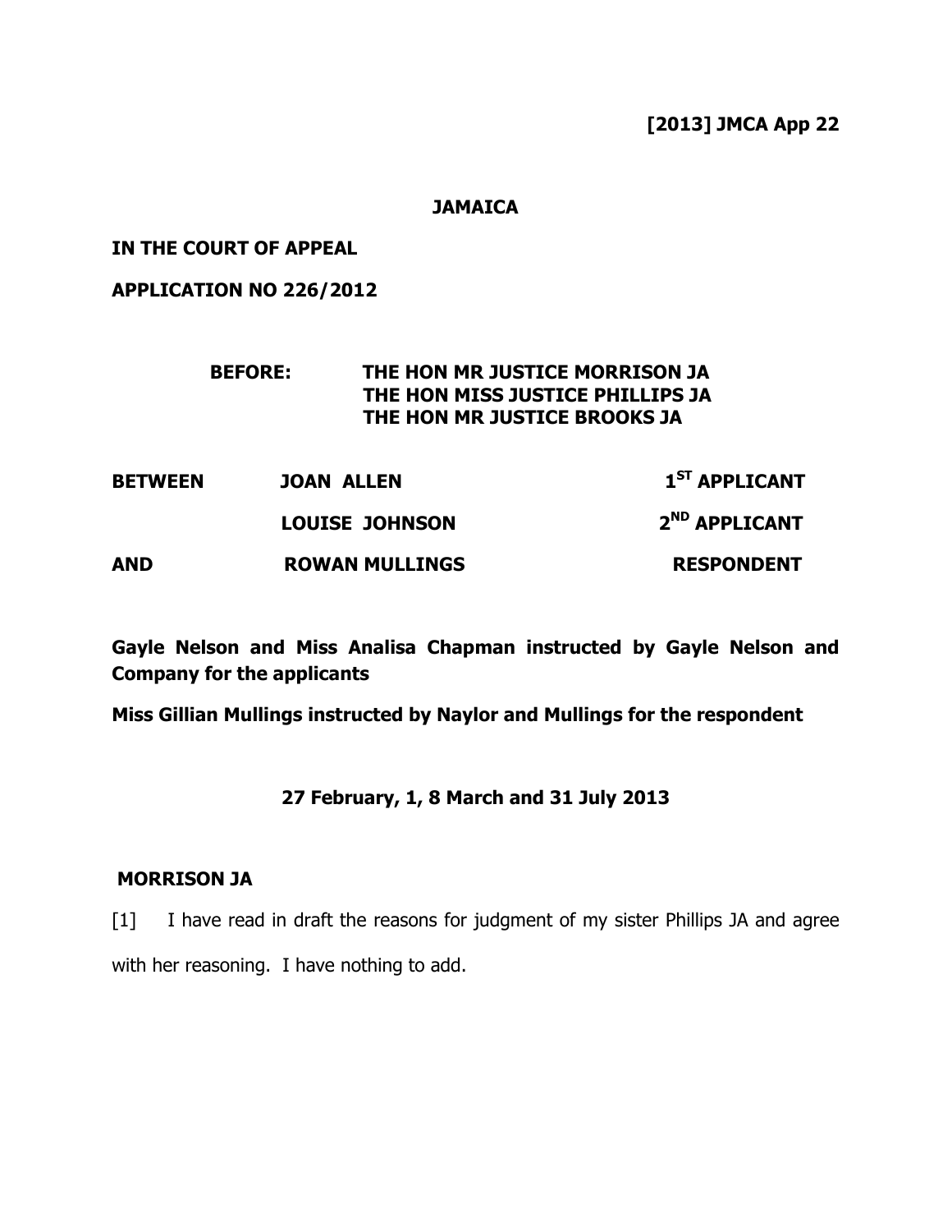**[2013] JMCA App 22**

**JAMAICA**

**IN THE COURT OF APPEAL**

**APPLICATION NO 226/2012**

**BEFORE: THE HON MR JUSTICE MORRISON JA**
**THE HON MISS JUSTICE PHILLIPS JA**
**THE HON MR JUSTICE BROOKS JA**

| | | |
|---|---|---|
| **BETWEEN** | **JOAN ALLEN** | **1ST APPLICANT** |
| | **LOUISE JOHNSON** | **2ND APPLICANT** |
| **AND** | **ROWAN MULLINGS** | **RESPONDENT** |

**Gayle Nelson and Miss Analisa Chapman instructed by Gayle Nelson and Company for the applicants**

**Miss Gillian Mullings instructed by Naylor and Mullings for the respondent**

**27 February, 1, 8 March and 31 July 2013**

**MORRISON JA**

[1] I have read in draft the reasons for judgment of my sister Phillips JA and agree with her reasoning. I have nothing to add.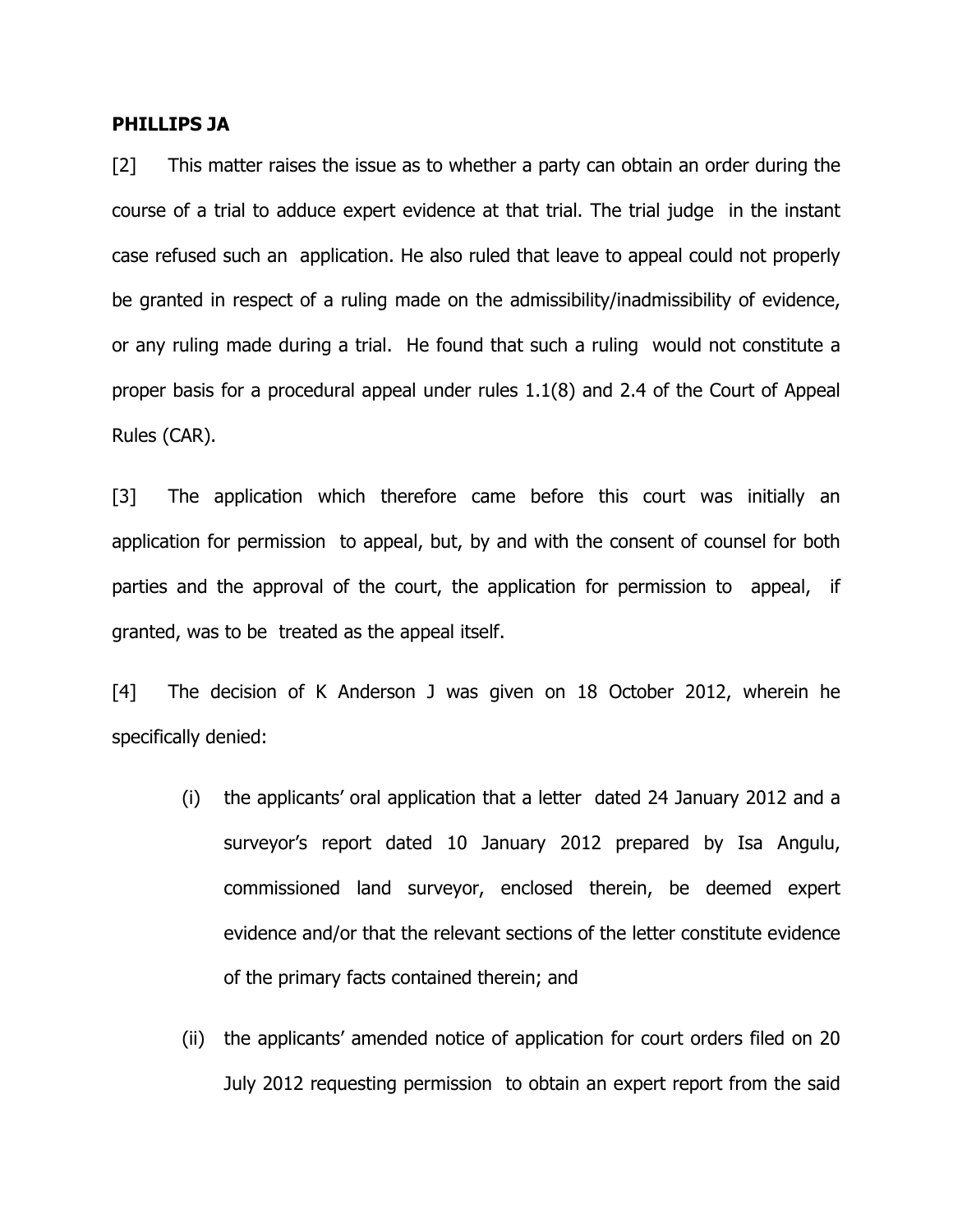**PHILLIPS JA**

[2] This matter raises the issue as to whether a party can obtain an order during the course of a trial to adduce expert evidence at that trial. The trial judge in the instant case refused such an application. He also ruled that leave to appeal could not properly be granted in respect of a ruling made on the admissibility/inadmissibility of evidence, or any ruling made during a trial. He found that such a ruling would not constitute a proper basis for a procedural appeal under rules 1.1(8) and 2.4 of the Court of Appeal Rules (CAR).

[3] The application which therefore came before this court was initially an application for permission to appeal, but, by and with the consent of counsel for both parties and the approval of the court, the application for permission to appeal, if granted, was to be treated as the appeal itself.

[4] The decision of K Anderson J was given on 18 October 2012, wherein he specifically denied:

> (i) the applicants' oral application that a letter dated 24 January 2012 and a surveyor's report dated 10 January 2012 prepared by Isa Angulu, commissioned land surveyor, enclosed therein, be deemed expert evidence and/or that the relevant sections of the letter constitute evidence of the primary facts contained therein; and
>
> (ii) the applicants' amended notice of application for court orders filed on 20 July 2012 requesting permission to obtain an expert report from the said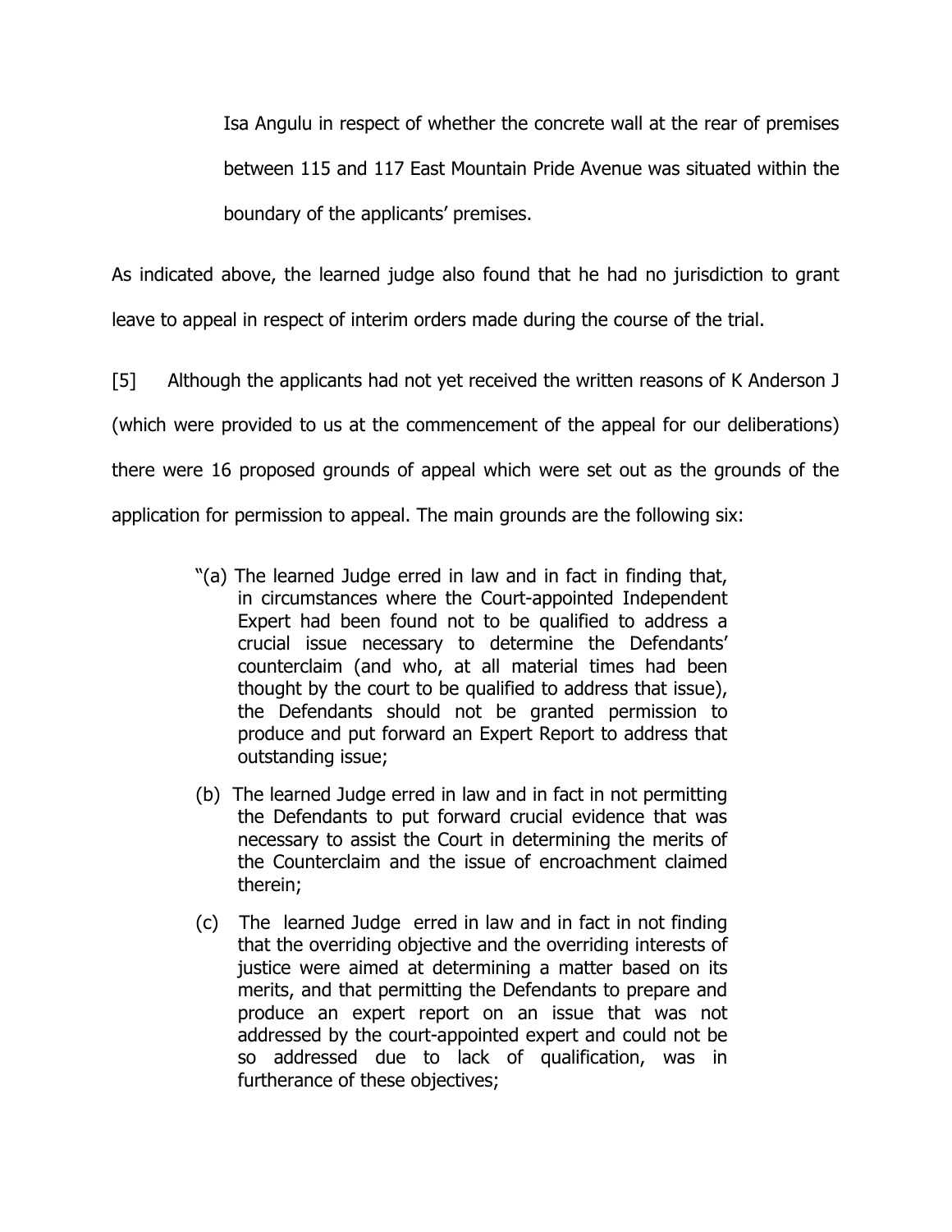Isa Angulu in respect of whether the concrete wall at the rear of premises between 115 and 117 East Mountain Pride Avenue was situated within the boundary of the applicants' premises.

As indicated above, the learned judge also found that he had no jurisdiction to grant leave to appeal in respect of interim orders made during the course of the trial.

[5] Although the applicants had not yet received the written reasons of K Anderson J (which were provided to us at the commencement of the appeal for our deliberations) there were 16 proposed grounds of appeal which were set out as the grounds of the application for permission to appeal. The main grounds are the following six:

> "(a) The learned Judge erred in law and in fact in finding that, in circumstances where the Court-appointed Independent Expert had been found not to be qualified to address a crucial issue necessary to determine the Defendants' counterclaim (and who, at all material times had been thought by the court to be qualified to address that issue), the Defendants should not be granted permission to produce and put forward an Expert Report to address that outstanding issue;
>
> (b) The learned Judge erred in law and in fact in not permitting the Defendants to put forward crucial evidence that was necessary to assist the Court in determining the merits of the Counterclaim and the issue of encroachment claimed therein;
>
> (c) The learned Judge erred in law and in fact in not finding that the overriding objective and the overriding interests of justice were aimed at determining a matter based on its merits, and that permitting the Defendants to prepare and produce an expert report on an issue that was not addressed by the court-appointed expert and could not be so addressed due to lack of qualification, was in furtherance of these objectives;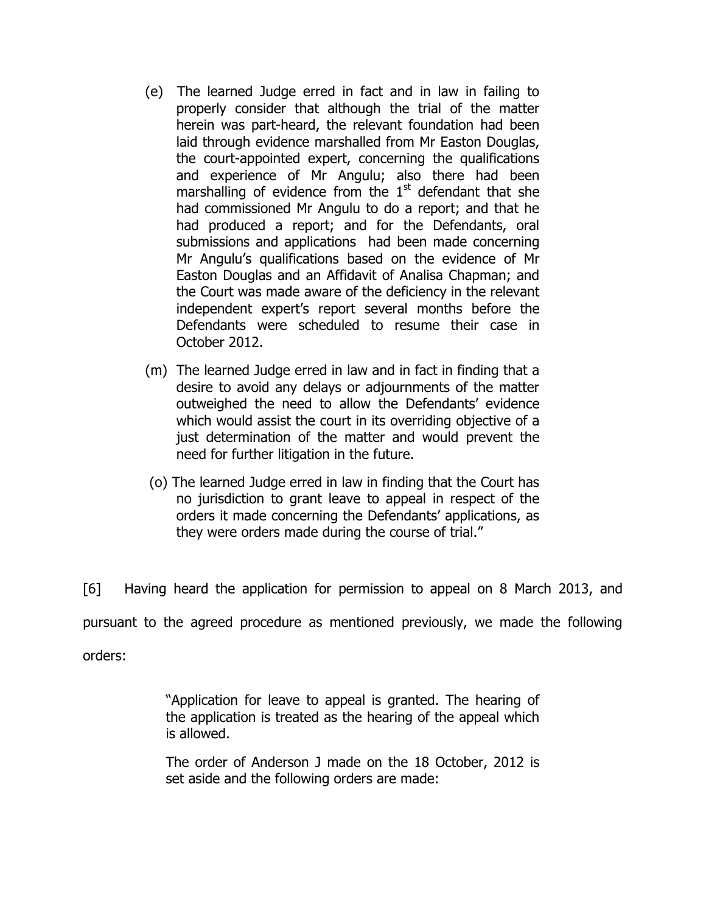(e) The learned Judge erred in fact and in law in failing to properly consider that although the trial of the matter herein was part-heard, the relevant foundation had been laid through evidence marshalled from Mr Easton Douglas, the court-appointed expert, concerning the qualifications and experience of Mr Angulu; also there had been marshalling of evidence from the 1st defendant that she had commissioned Mr Angulu to do a report; and that he had produced a report; and for the Defendants, oral submissions and applications had been made concerning Mr Angulu's qualifications based on the evidence of Mr Easton Douglas and an Affidavit of Analisa Chapman; and the Court was made aware of the deficiency in the relevant independent expert's report several months before the Defendants were scheduled to resume their case in October 2012.

(m) The learned Judge erred in law and in fact in finding that a desire to avoid any delays or adjournments of the matter outweighed the need to allow the Defendants' evidence which would assist the court in its overriding objective of a just determination of the matter and would prevent the need for further litigation in the future.

(o) The learned Judge erred in law in finding that the Court has no jurisdiction to grant leave to appeal in respect of the orders it made concerning the Defendants' applications, as they were orders made during the course of trial."

[6] Having heard the application for permission to appeal on 8 March 2013, and pursuant to the agreed procedure as mentioned previously, we made the following orders:

> "Application for leave to appeal is granted. The hearing of the application is treated as the hearing of the appeal which is allowed.
>
> The order of Anderson J made on the 18 October, 2012 is set aside and the following orders are made: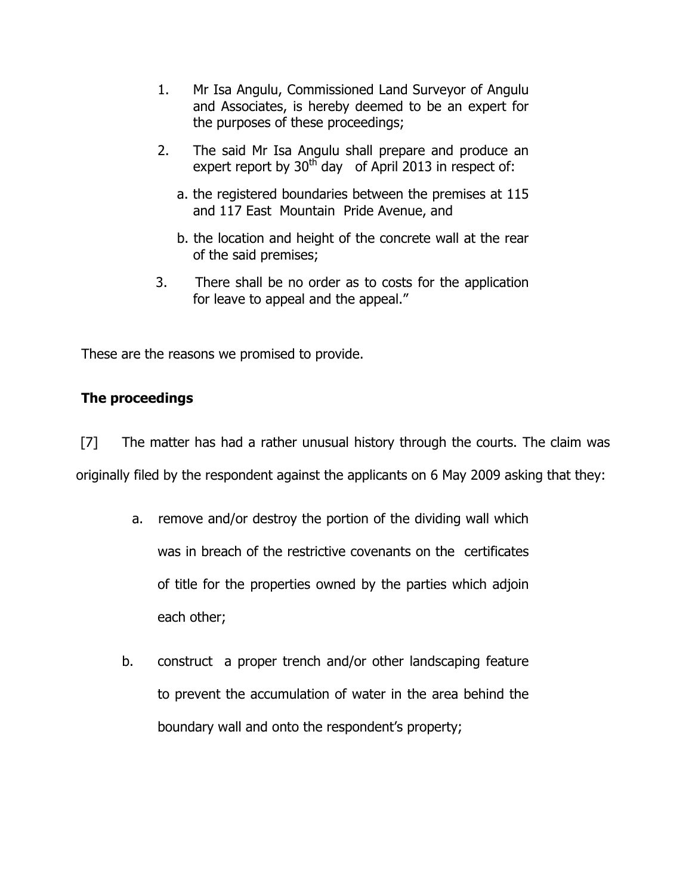1. Mr Isa Angulu, Commissioned Land Surveyor of Angulu and Associates, is hereby deemed to be an expert for the purposes of these proceedings;

2. The said Mr Isa Angulu shall prepare and produce an expert report by 30th day of April 2013 in respect of:

   a. the registered boundaries between the premises at 115 and 117 East Mountain Pride Avenue, and

   b. the location and height of the concrete wall at the rear of the said premises;

3. There shall be no order as to costs for the application for leave to appeal and the appeal."

These are the reasons we promised to provide.

**The proceedings**

[7] The matter has had a rather unusual history through the courts. The claim was originally filed by the respondent against the applicants on 6 May 2009 asking that they:

a. remove and/or destroy the portion of the dividing wall which was in breach of the restrictive covenants on the certificates of title for the properties owned by the parties which adjoin each other;

b. construct a proper trench and/or other landscaping feature to prevent the accumulation of water in the area behind the boundary wall and onto the respondent's property;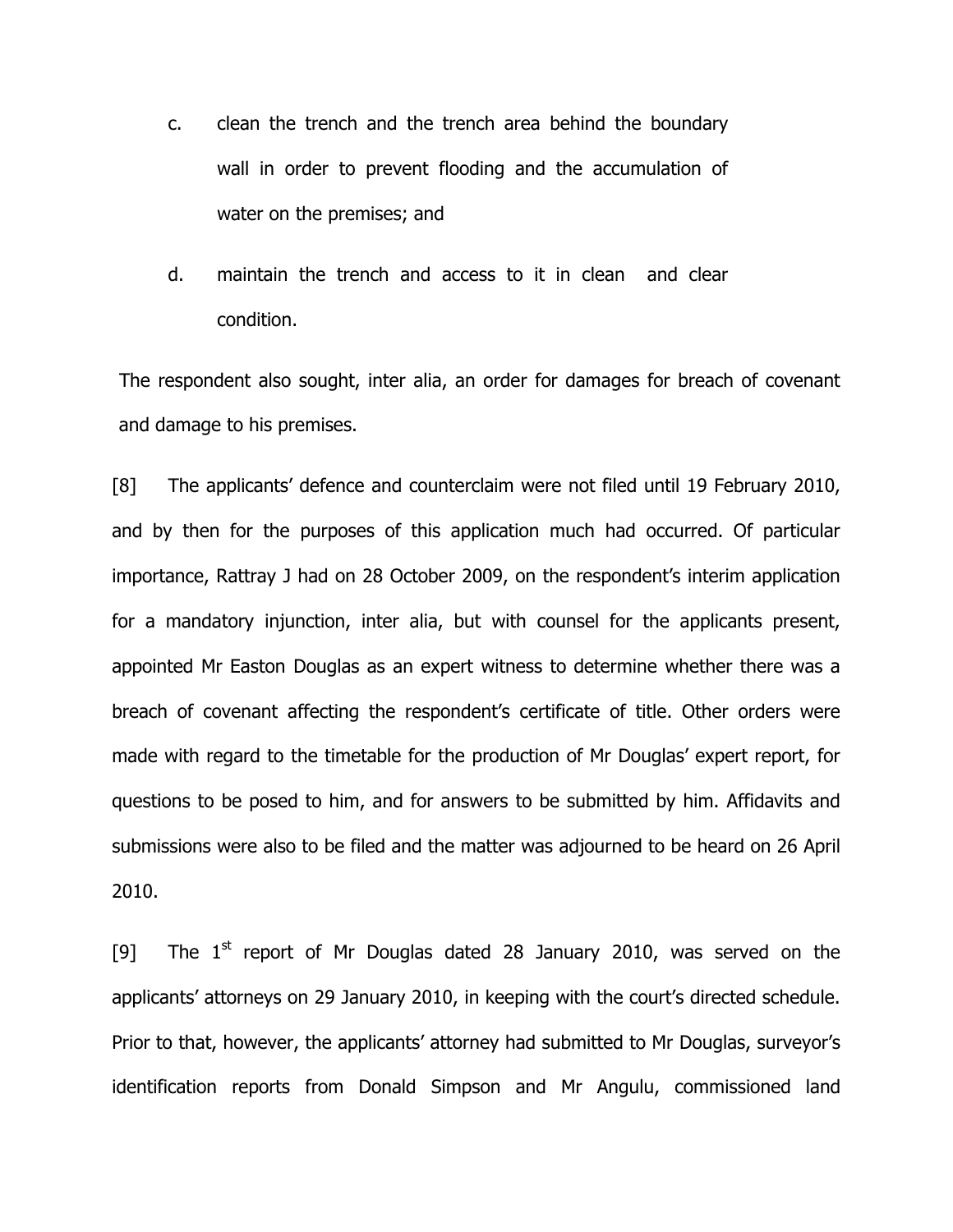c. clean the trench and the trench area behind the boundary wall in order to prevent flooding and the accumulation of water on the premises; and

d. maintain the trench and access to it in clean and clear condition.

The respondent also sought, inter alia, an order for damages for breach of covenant and damage to his premises.

[8] The applicants' defence and counterclaim were not filed until 19 February 2010, and by then for the purposes of this application much had occurred. Of particular importance, Rattray J had on 28 October 2009, on the respondent's interim application for a mandatory injunction, inter alia, but with counsel for the applicants present, appointed Mr Easton Douglas as an expert witness to determine whether there was a breach of covenant affecting the respondent's certificate of title. Other orders were made with regard to the timetable for the production of Mr Douglas' expert report, for questions to be posed to him, and for answers to be submitted by him. Affidavits and submissions were also to be filed and the matter was adjourned to be heard on 26 April 2010.

[9] The 1st report of Mr Douglas dated 28 January 2010, was served on the applicants' attorneys on 29 January 2010, in keeping with the court's directed schedule. Prior to that, however, the applicants' attorney had submitted to Mr Douglas, surveyor's identification reports from Donald Simpson and Mr Angulu, commissioned land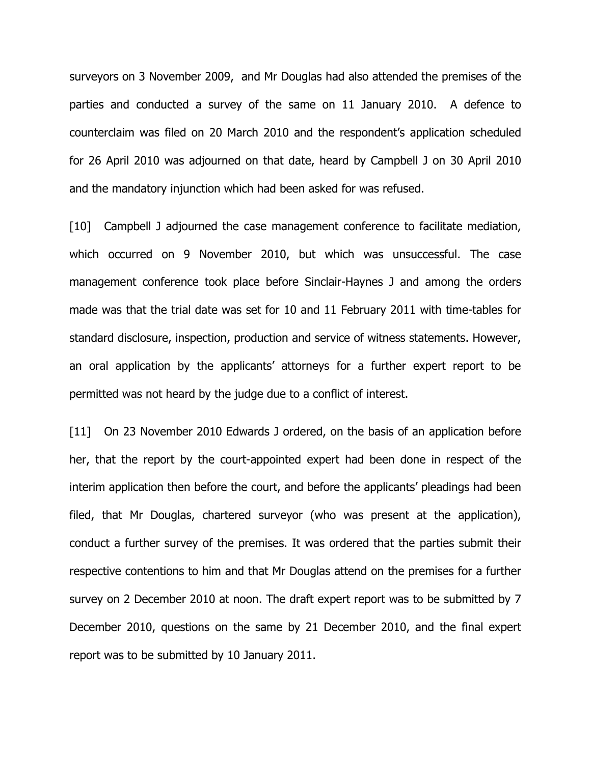surveyors on 3 November 2009, and Mr Douglas had also attended the premises of the parties and conducted a survey of the same on 11 January 2010. A defence to counterclaim was filed on 20 March 2010 and the respondent's application scheduled for 26 April 2010 was adjourned on that date, heard by Campbell J on 30 April 2010 and the mandatory injunction which had been asked for was refused.

[10] Campbell J adjourned the case management conference to facilitate mediation, which occurred on 9 November 2010, but which was unsuccessful. The case management conference took place before Sinclair-Haynes J and among the orders made was that the trial date was set for 10 and 11 February 2011 with time-tables for standard disclosure, inspection, production and service of witness statements. However, an oral application by the applicants' attorneys for a further expert report to be permitted was not heard by the judge due to a conflict of interest.

[11] On 23 November 2010 Edwards J ordered, on the basis of an application before her, that the report by the court-appointed expert had been done in respect of the interim application then before the court, and before the applicants' pleadings had been filed, that Mr Douglas, chartered surveyor (who was present at the application), conduct a further survey of the premises. It was ordered that the parties submit their respective contentions to him and that Mr Douglas attend on the premises for a further survey on 2 December 2010 at noon. The draft expert report was to be submitted by 7 December 2010, questions on the same by 21 December 2010, and the final expert report was to be submitted by 10 January 2011.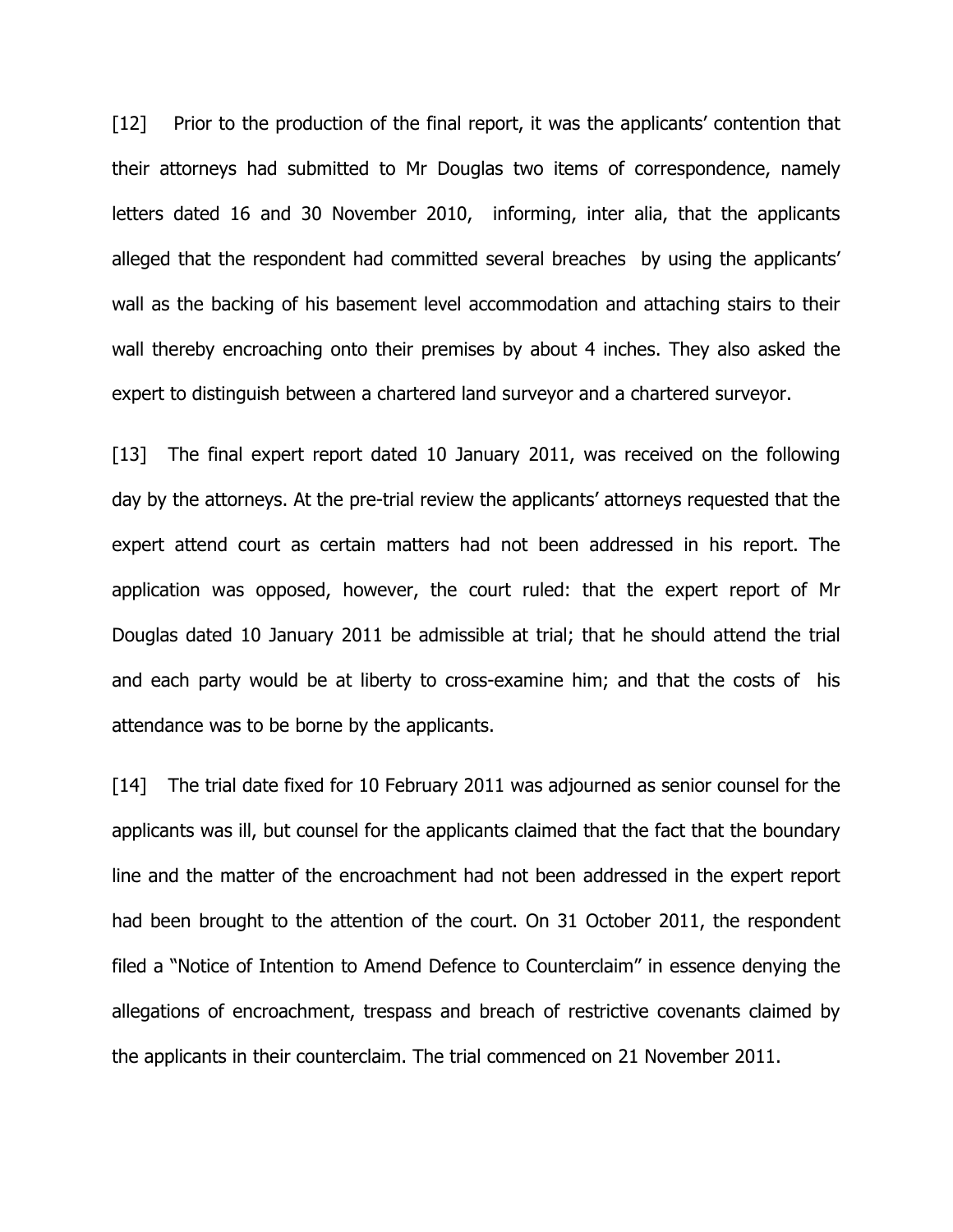[12] Prior to the production of the final report, it was the applicants' contention that their attorneys had submitted to Mr Douglas two items of correspondence, namely letters dated 16 and 30 November 2010, informing, inter alia, that the applicants alleged that the respondent had committed several breaches by using the applicants' wall as the backing of his basement level accommodation and attaching stairs to their wall thereby encroaching onto their premises by about 4 inches. They also asked the expert to distinguish between a chartered land surveyor and a chartered surveyor.

[13] The final expert report dated 10 January 2011, was received on the following day by the attorneys. At the pre-trial review the applicants' attorneys requested that the expert attend court as certain matters had not been addressed in his report. The application was opposed, however, the court ruled: that the expert report of Mr Douglas dated 10 January 2011 be admissible at trial; that he should attend the trial and each party would be at liberty to cross-examine him; and that the costs of his attendance was to be borne by the applicants.

[14] The trial date fixed for 10 February 2011 was adjourned as senior counsel for the applicants was ill, but counsel for the applicants claimed that the fact that the boundary line and the matter of the encroachment had not been addressed in the expert report had been brought to the attention of the court. On 31 October 2011, the respondent filed a "Notice of Intention to Amend Defence to Counterclaim" in essence denying the allegations of encroachment, trespass and breach of restrictive covenants claimed by the applicants in their counterclaim. The trial commenced on 21 November 2011.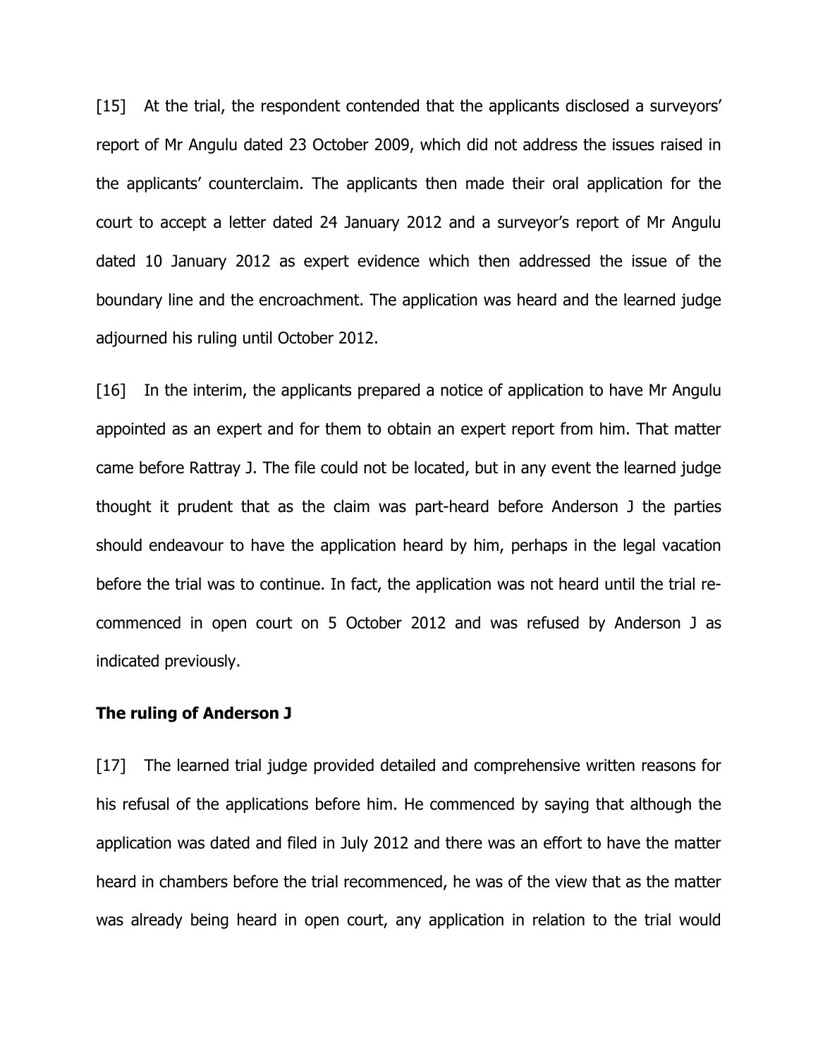[15] At the trial, the respondent contended that the applicants disclosed a surveyors' report of Mr Angulu dated 23 October 2009, which did not address the issues raised in the applicants' counterclaim. The applicants then made their oral application for the court to accept a letter dated 24 January 2012 and a surveyor's report of Mr Angulu dated 10 January 2012 as expert evidence which then addressed the issue of the boundary line and the encroachment. The application was heard and the learned judge adjourned his ruling until October 2012.

[16] In the interim, the applicants prepared a notice of application to have Mr Angulu appointed as an expert and for them to obtain an expert report from him. That matter came before Rattray J. The file could not be located, but in any event the learned judge thought it prudent that as the claim was part-heard before Anderson J the parties should endeavour to have the application heard by him, perhaps in the legal vacation before the trial was to continue. In fact, the application was not heard until the trial re-commenced in open court on 5 October 2012 and was refused by Anderson J as indicated previously.

**The ruling of Anderson J**

[17] The learned trial judge provided detailed and comprehensive written reasons for his refusal of the applications before him. He commenced by saying that although the application was dated and filed in July 2012 and there was an effort to have the matter heard in chambers before the trial recommenced, he was of the view that as the matter was already being heard in open court, any application in relation to the trial would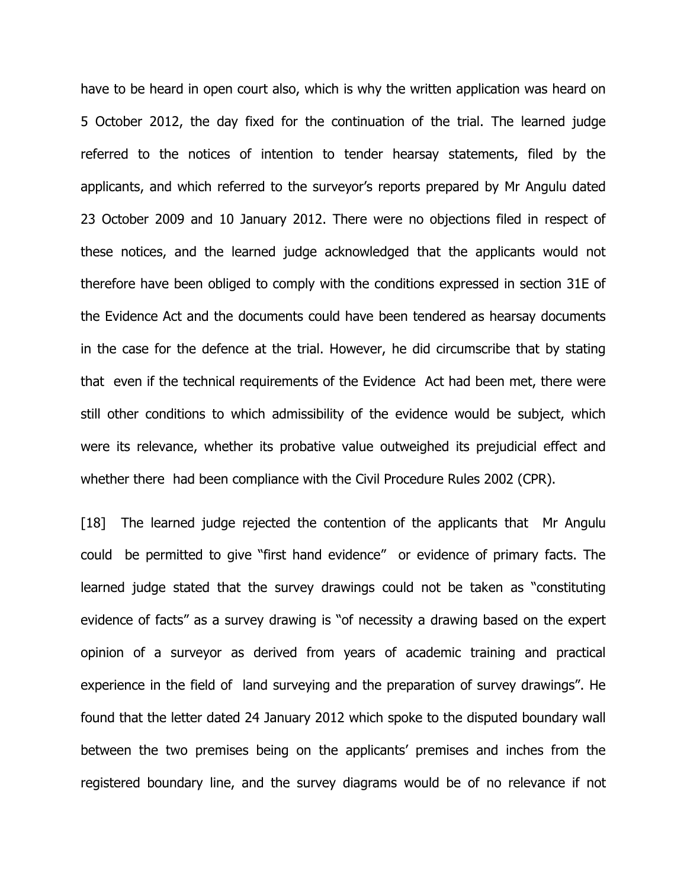have to be heard in open court also, which is why the written application was heard on 5 October 2012, the day fixed for the continuation of the trial. The learned judge referred to the notices of intention to tender hearsay statements, filed by the applicants, and which referred to the surveyor's reports prepared by Mr Angulu dated 23 October 2009 and 10 January 2012. There were no objections filed in respect of these notices, and the learned judge acknowledged that the applicants would not therefore have been obliged to comply with the conditions expressed in section 31E of the Evidence Act and the documents could have been tendered as hearsay documents in the case for the defence at the trial. However, he did circumscribe that by stating that even if the technical requirements of the Evidence Act had been met, there were still other conditions to which admissibility of the evidence would be subject, which were its relevance, whether its probative value outweighed its prejudicial effect and whether there had been compliance with the Civil Procedure Rules 2002 (CPR).

[18] The learned judge rejected the contention of the applicants that Mr Angulu could be permitted to give "first hand evidence" or evidence of primary facts. The learned judge stated that the survey drawings could not be taken as "constituting evidence of facts" as a survey drawing is "of necessity a drawing based on the expert opinion of a surveyor as derived from years of academic training and practical experience in the field of land surveying and the preparation of survey drawings". He found that the letter dated 24 January 2012 which spoke to the disputed boundary wall between the two premises being on the applicants' premises and inches from the registered boundary line, and the survey diagrams would be of no relevance if not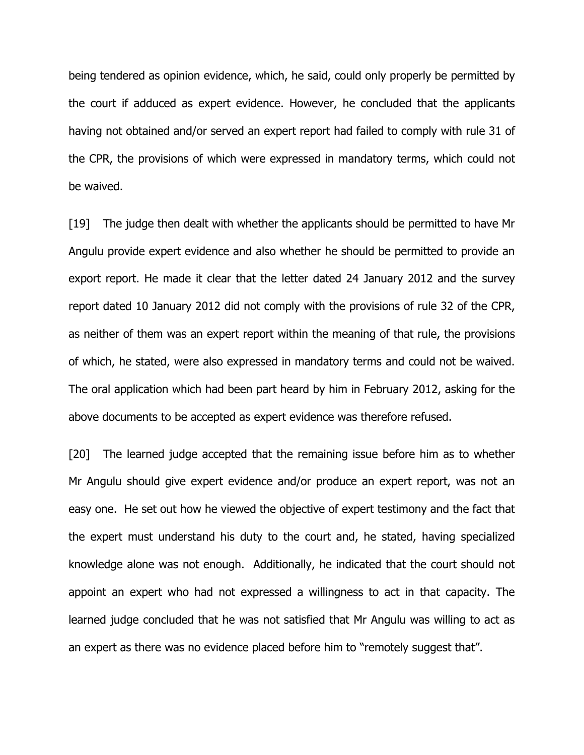being tendered as opinion evidence, which, he said, could only properly be permitted by the court if adduced as expert evidence. However, he concluded that the applicants having not obtained and/or served an expert report had failed to comply with rule 31 of the CPR, the provisions of which were expressed in mandatory terms, which could not be waived.

[19] The judge then dealt with whether the applicants should be permitted to have Mr Angulu provide expert evidence and also whether he should be permitted to provide an export report. He made it clear that the letter dated 24 January 2012 and the survey report dated 10 January 2012 did not comply with the provisions of rule 32 of the CPR, as neither of them was an expert report within the meaning of that rule, the provisions of which, he stated, were also expressed in mandatory terms and could not be waived. The oral application which had been part heard by him in February 2012, asking for the above documents to be accepted as expert evidence was therefore refused.

[20] The learned judge accepted that the remaining issue before him as to whether Mr Angulu should give expert evidence and/or produce an expert report, was not an easy one. He set out how he viewed the objective of expert testimony and the fact that the expert must understand his duty to the court and, he stated, having specialized knowledge alone was not enough. Additionally, he indicated that the court should not appoint an expert who had not expressed a willingness to act in that capacity. The learned judge concluded that he was not satisfied that Mr Angulu was willing to act as an expert as there was no evidence placed before him to "remotely suggest that".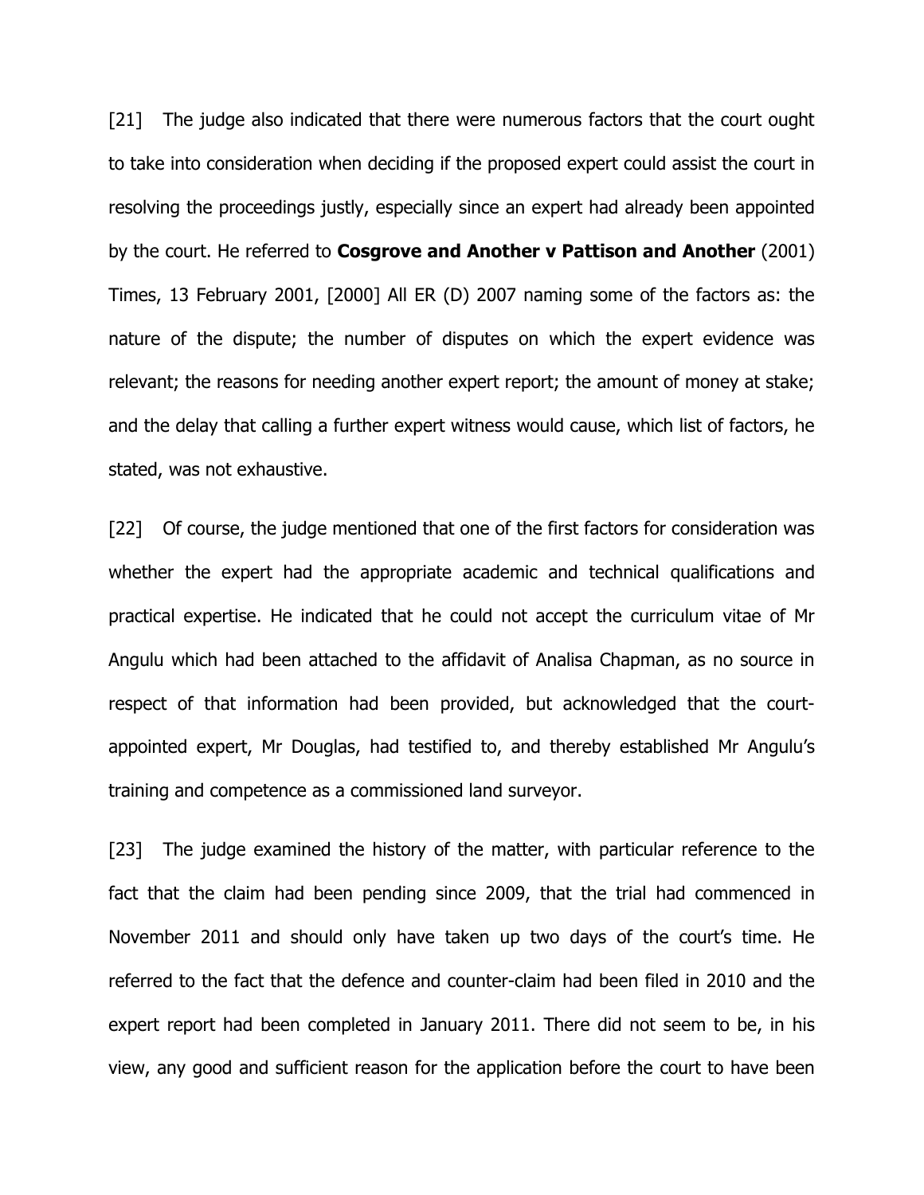[21] The judge also indicated that there were numerous factors that the court ought to take into consideration when deciding if the proposed expert could assist the court in resolving the proceedings justly, especially since an expert had already been appointed by the court. He referred to **Cosgrove and Another v Pattison and Another** (2001) Times, 13 February 2001, [2000] All ER (D) 2007 naming some of the factors as: the nature of the dispute; the number of disputes on which the expert evidence was relevant; the reasons for needing another expert report; the amount of money at stake; and the delay that calling a further expert witness would cause, which list of factors, he stated, was not exhaustive.

[22] Of course, the judge mentioned that one of the first factors for consideration was whether the expert had the appropriate academic and technical qualifications and practical expertise. He indicated that he could not accept the curriculum vitae of Mr Angulu which had been attached to the affidavit of Analisa Chapman, as no source in respect of that information had been provided, but acknowledged that the court-appointed expert, Mr Douglas, had testified to, and thereby established Mr Angulu's training and competence as a commissioned land surveyor.

[23] The judge examined the history of the matter, with particular reference to the fact that the claim had been pending since 2009, that the trial had commenced in November 2011 and should only have taken up two days of the court's time. He referred to the fact that the defence and counter-claim had been filed in 2010 and the expert report had been completed in January 2011. There did not seem to be, in his view, any good and sufficient reason for the application before the court to have been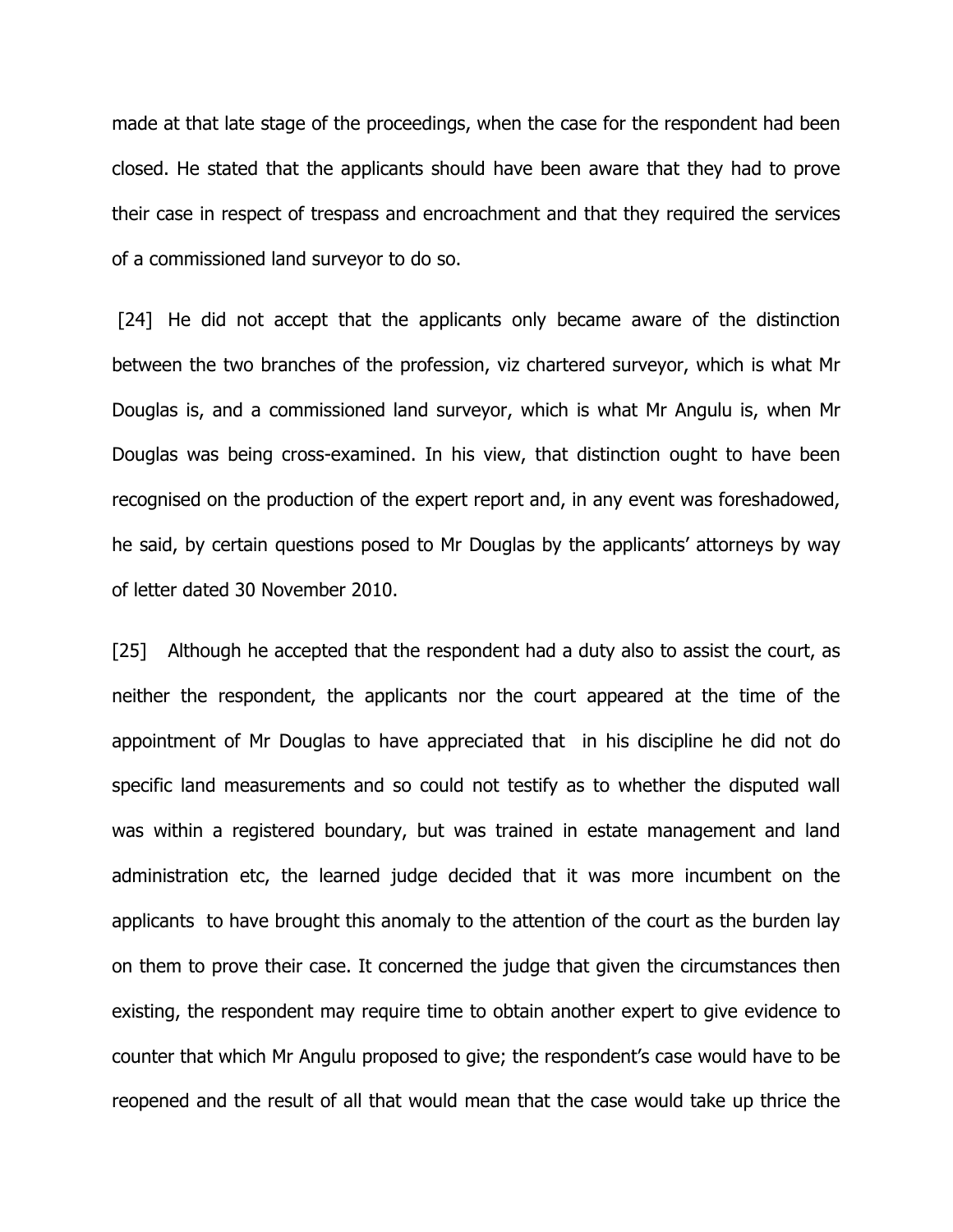made at that late stage of the proceedings, when the case for the respondent had been closed. He stated that the applicants should have been aware that they had to prove their case in respect of trespass and encroachment and that they required the services of a commissioned land surveyor to do so.

[24] He did not accept that the applicants only became aware of the distinction between the two branches of the profession, viz chartered surveyor, which is what Mr Douglas is, and a commissioned land surveyor, which is what Mr Angulu is, when Mr Douglas was being cross-examined. In his view, that distinction ought to have been recognised on the production of the expert report and, in any event was foreshadowed, he said, by certain questions posed to Mr Douglas by the applicants' attorneys by way of letter dated 30 November 2010.

[25] Although he accepted that the respondent had a duty also to assist the court, as neither the respondent, the applicants nor the court appeared at the time of the appointment of Mr Douglas to have appreciated that in his discipline he did not do specific land measurements and so could not testify as to whether the disputed wall was within a registered boundary, but was trained in estate management and land administration etc, the learned judge decided that it was more incumbent on the applicants to have brought this anomaly to the attention of the court as the burden lay on them to prove their case. It concerned the judge that given the circumstances then existing, the respondent may require time to obtain another expert to give evidence to counter that which Mr Angulu proposed to give; the respondent's case would have to be reopened and the result of all that would mean that the case would take up thrice the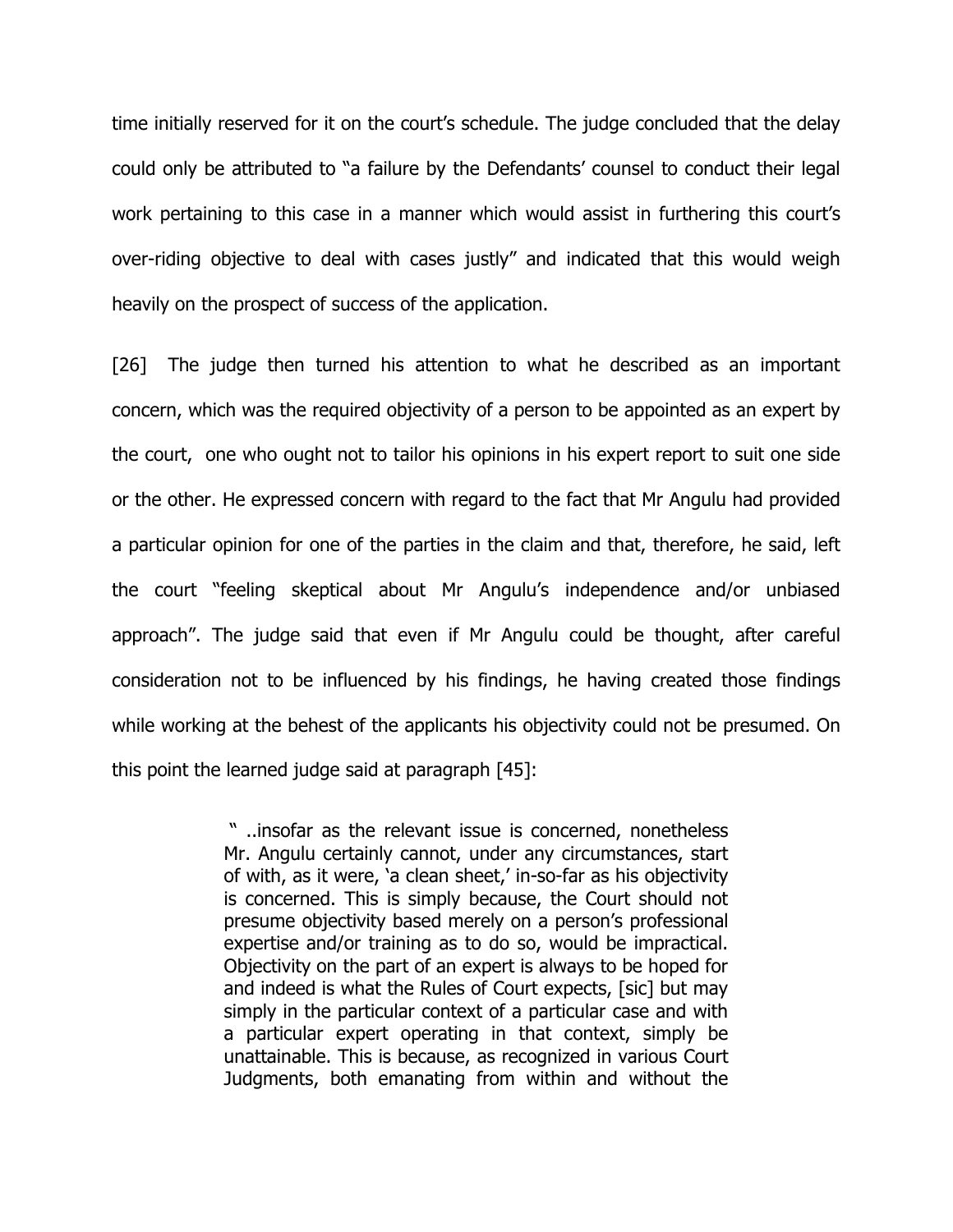time initially reserved for it on the court's schedule. The judge concluded that the delay could only be attributed to "a failure by the Defendants' counsel to conduct their legal work pertaining to this case in a manner which would assist in furthering this court's over-riding objective to deal with cases justly" and indicated that this would weigh heavily on the prospect of success of the application.

[26] The judge then turned his attention to what he described as an important concern, which was the required objectivity of a person to be appointed as an expert by the court, one who ought not to tailor his opinions in his expert report to suit one side or the other. He expressed concern with regard to the fact that Mr Angulu had provided a particular opinion for one of the parties in the claim and that, therefore, he said, left the court "feeling skeptical about Mr Angulu's independence and/or unbiased approach". The judge said that even if Mr Angulu could be thought, after careful consideration not to be influenced by his findings, he having created those findings while working at the behest of the applicants his objectivity could not be presumed. On this point the learned judge said at paragraph [45]:

> " ..insofar as the relevant issue is concerned, nonetheless Mr. Angulu certainly cannot, under any circumstances, start of with, as it were, 'a clean sheet,' in-so-far as his objectivity is concerned. This is simply because, the Court should not presume objectivity based merely on a person's professional expertise and/or training as to do so, would be impractical. Objectivity on the part of an expert is always to be hoped for and indeed is what the Rules of Court expects, [sic] but may simply in the particular context of a particular case and with a particular expert operating in that context, simply be unattainable. This is because, as recognized in various Court Judgments, both emanating from within and without the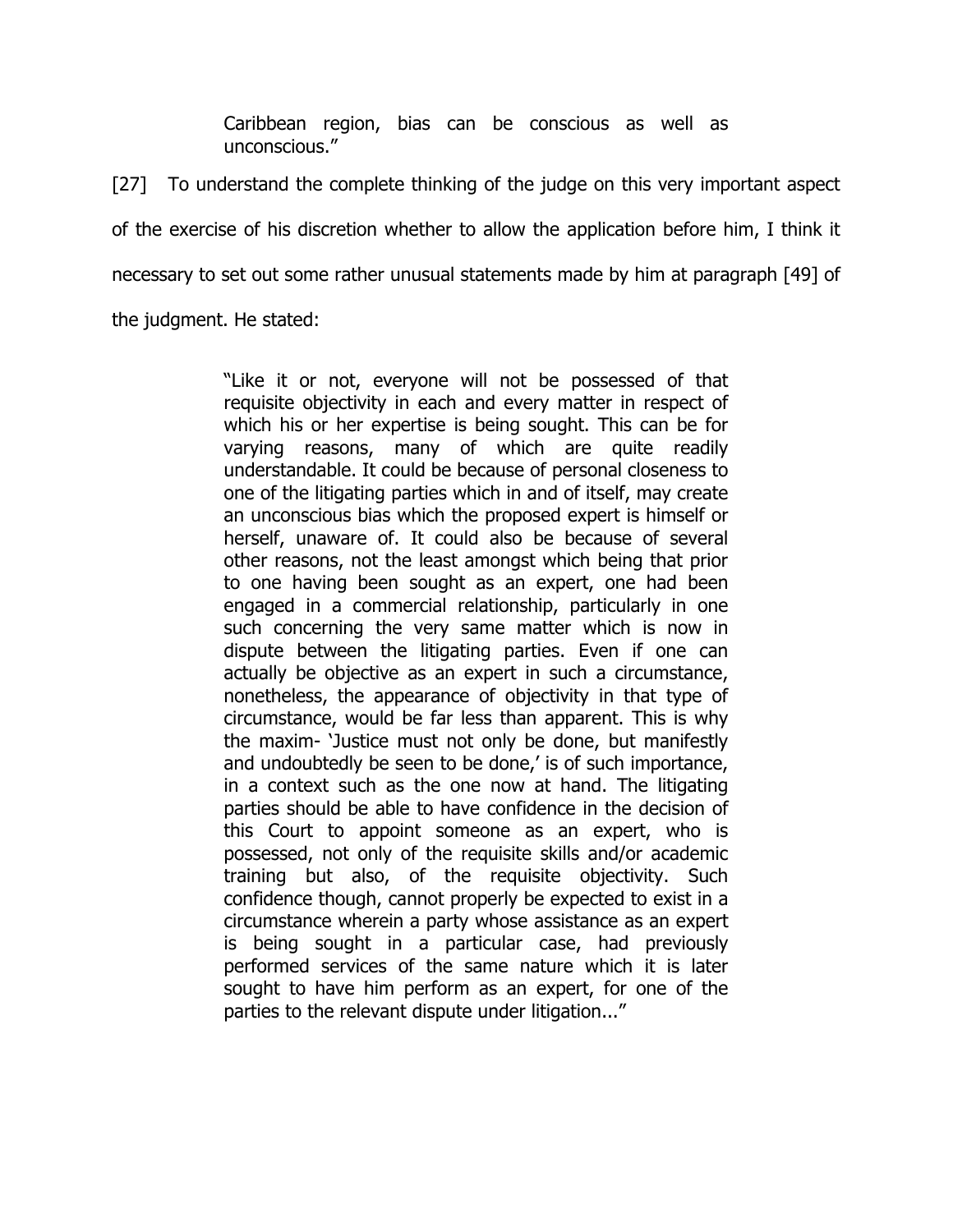> Caribbean region, bias can be conscious as well as unconscious."

[27] To understand the complete thinking of the judge on this very important aspect of the exercise of his discretion whether to allow the application before him, I think it necessary to set out some rather unusual statements made by him at paragraph [49] of the judgment. He stated:

> "Like it or not, everyone will not be possessed of that requisite objectivity in each and every matter in respect of which his or her expertise is being sought. This can be for varying reasons, many of which are quite readily understandable. It could be because of personal closeness to one of the litigating parties which in and of itself, may create an unconscious bias which the proposed expert is himself or herself, unaware of. It could also be because of several other reasons, not the least amongst which being that prior to one having been sought as an expert, one had been engaged in a commercial relationship, particularly in one such concerning the very same matter which is now in dispute between the litigating parties. Even if one can actually be objective as an expert in such a circumstance, nonetheless, the appearance of objectivity in that type of circumstance, would be far less than apparent. This is why the maxim- 'Justice must not only be done, but manifestly and undoubtedly be seen to be done,' is of such importance, in a context such as the one now at hand. The litigating parties should be able to have confidence in the decision of this Court to appoint someone as an expert, who is possessed, not only of the requisite skills and/or academic training but also, of the requisite objectivity. Such confidence though, cannot properly be expected to exist in a circumstance wherein a party whose assistance as an expert is being sought in a particular case, had previously performed services of the same nature which it is later sought to have him perform as an expert, for one of the parties to the relevant dispute under litigation..."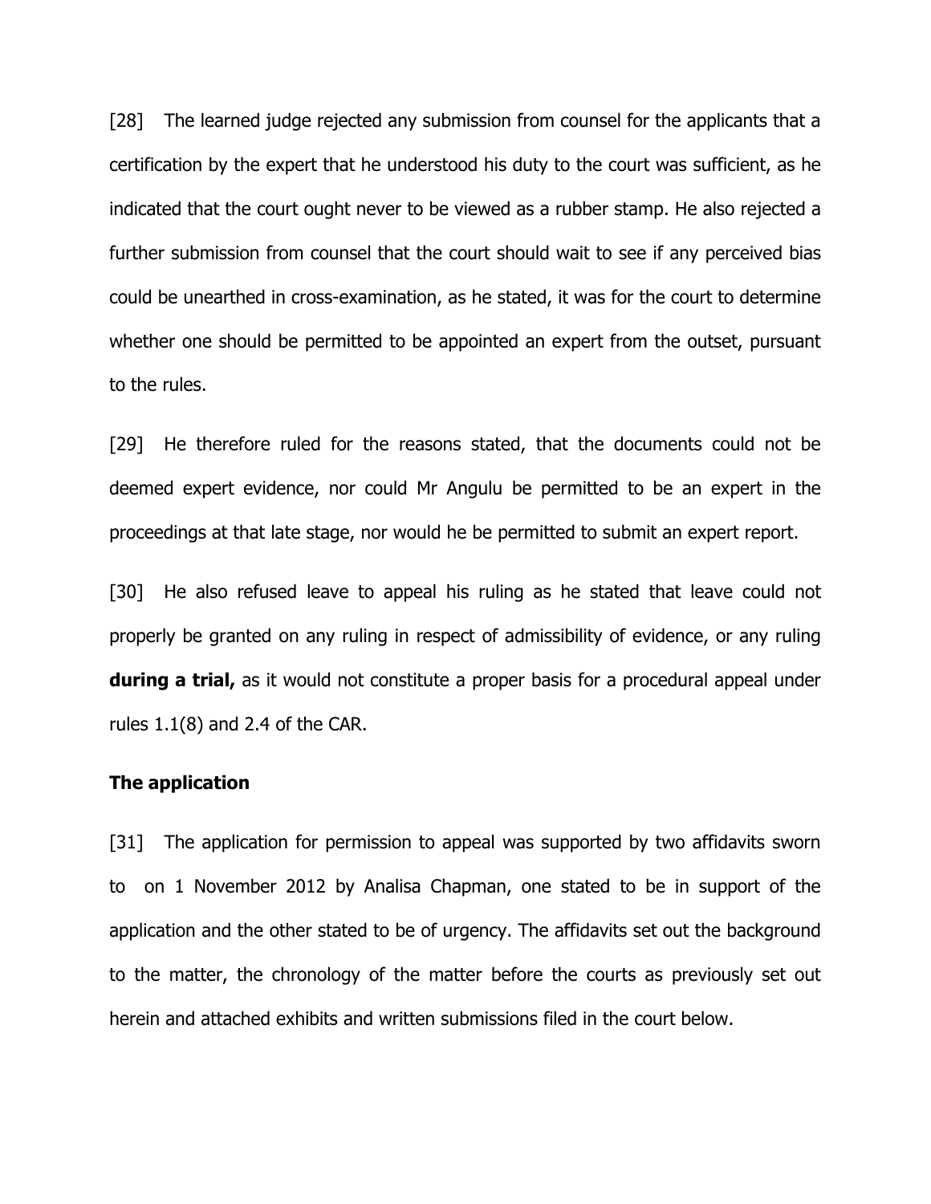[28] The learned judge rejected any submission from counsel for the applicants that a certification by the expert that he understood his duty to the court was sufficient, as he indicated that the court ought never to be viewed as a rubber stamp. He also rejected a further submission from counsel that the court should wait to see if any perceived bias could be unearthed in cross-examination, as he stated, it was for the court to determine whether one should be permitted to be appointed an expert from the outset, pursuant to the rules.

[29] He therefore ruled for the reasons stated, that the documents could not be deemed expert evidence, nor could Mr Angulu be permitted to be an expert in the proceedings at that late stage, nor would he be permitted to submit an expert report.

[30] He also refused leave to appeal his ruling as he stated that leave could not properly be granted on any ruling in respect of admissibility of evidence, or any ruling **during a trial,** as it would not constitute a proper basis for a procedural appeal under rules 1.1(8) and 2.4 of the CAR.

**The application**

[31] The application for permission to appeal was supported by two affidavits sworn to on 1 November 2012 by Analisa Chapman, one stated to be in support of the application and the other stated to be of urgency. The affidavits set out the background to the matter, the chronology of the matter before the courts as previously set out herein and attached exhibits and written submissions filed in the court below.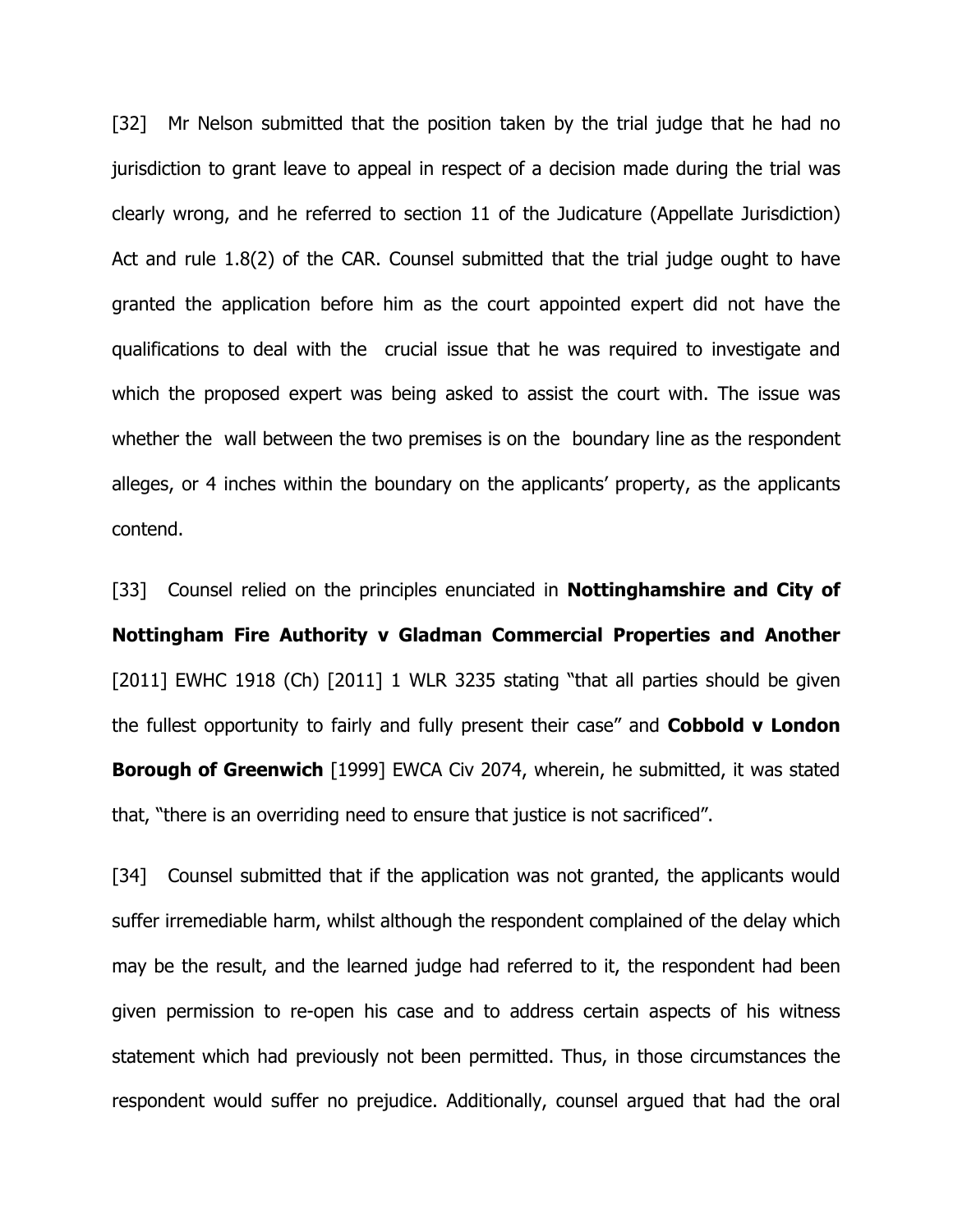[32] Mr Nelson submitted that the position taken by the trial judge that he had no jurisdiction to grant leave to appeal in respect of a decision made during the trial was clearly wrong, and he referred to section 11 of the Judicature (Appellate Jurisdiction) Act and rule 1.8(2) of the CAR. Counsel submitted that the trial judge ought to have granted the application before him as the court appointed expert did not have the qualifications to deal with the crucial issue that he was required to investigate and which the proposed expert was being asked to assist the court with. The issue was whether the wall between the two premises is on the boundary line as the respondent alleges, or 4 inches within the boundary on the applicants' property, as the applicants contend.

[33] Counsel relied on the principles enunciated in **Nottinghamshire and City of Nottingham Fire Authority v Gladman Commercial Properties and Another** [2011] EWHC 1918 (Ch) [2011] 1 WLR 3235 stating "that all parties should be given the fullest opportunity to fairly and fully present their case" and **Cobbold v London Borough of Greenwich** [1999] EWCA Civ 2074, wherein, he submitted, it was stated that, "there is an overriding need to ensure that justice is not sacrificed".

[34] Counsel submitted that if the application was not granted, the applicants would suffer irremediable harm, whilst although the respondent complained of the delay which may be the result, and the learned judge had referred to it, the respondent had been given permission to re-open his case and to address certain aspects of his witness statement which had previously not been permitted. Thus, in those circumstances the respondent would suffer no prejudice. Additionally, counsel argued that had the oral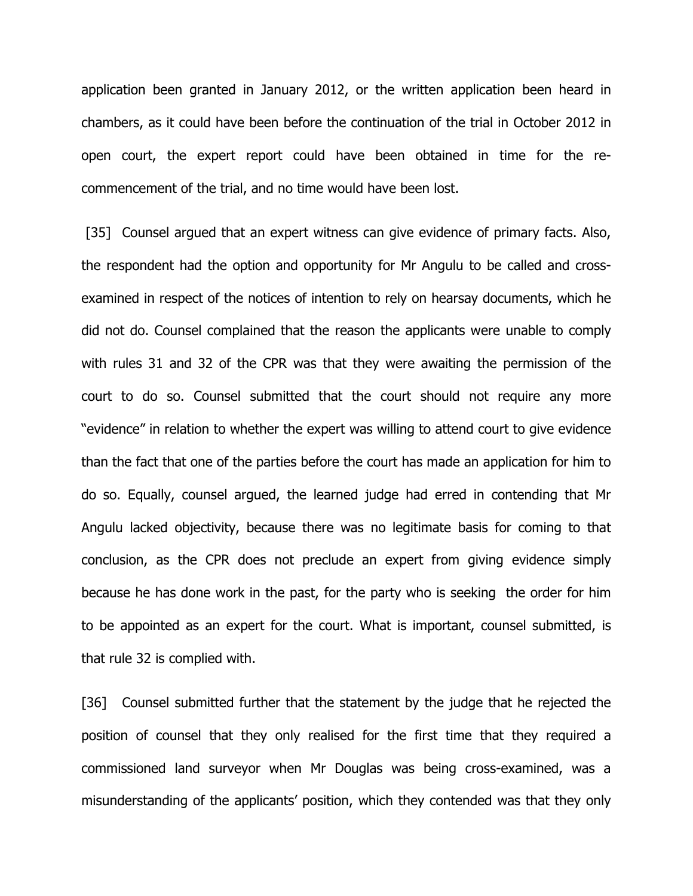application been granted in January 2012, or the written application been heard in chambers, as it could have been before the continuation of the trial in October 2012 in open court, the expert report could have been obtained in time for the re-commencement of the trial, and no time would have been lost.

[35] Counsel argued that an expert witness can give evidence of primary facts. Also, the respondent had the option and opportunity for Mr Angulu to be called and cross-examined in respect of the notices of intention to rely on hearsay documents, which he did not do. Counsel complained that the reason the applicants were unable to comply with rules 31 and 32 of the CPR was that they were awaiting the permission of the court to do so. Counsel submitted that the court should not require any more "evidence" in relation to whether the expert was willing to attend court to give evidence than the fact that one of the parties before the court has made an application for him to do so. Equally, counsel argued, the learned judge had erred in contending that Mr Angulu lacked objectivity, because there was no legitimate basis for coming to that conclusion, as the CPR does not preclude an expert from giving evidence simply because he has done work in the past, for the party who is seeking the order for him to be appointed as an expert for the court. What is important, counsel submitted, is that rule 32 is complied with.

[36] Counsel submitted further that the statement by the judge that he rejected the position of counsel that they only realised for the first time that they required a commissioned land surveyor when Mr Douglas was being cross-examined, was a misunderstanding of the applicants' position, which they contended was that they only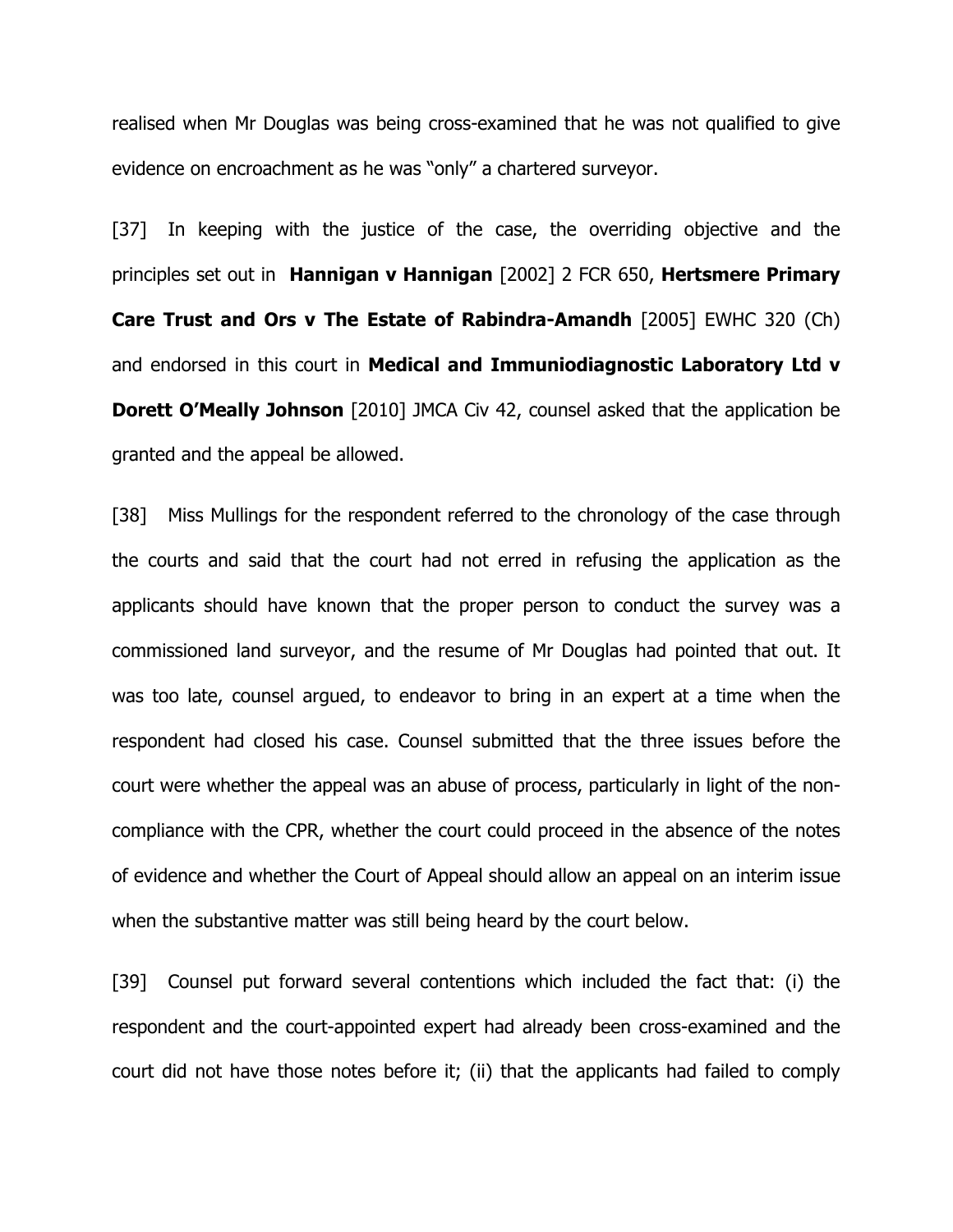realised when Mr Douglas was being cross-examined that he was not qualified to give evidence on encroachment as he was "only" a chartered surveyor.

[37] In keeping with the justice of the case, the overriding objective and the principles set out in **Hannigan v Hannigan** [2002] 2 FCR 650, **Hertsmere Primary Care Trust and Ors v The Estate of Rabindra-Amandh** [2005] EWHC 320 (Ch) and endorsed in this court in **Medical and Immuniodiagnostic Laboratory Ltd v Dorett O'Meally Johnson** [2010] JMCA Civ 42, counsel asked that the application be granted and the appeal be allowed.

[38] Miss Mullings for the respondent referred to the chronology of the case through the courts and said that the court had not erred in refusing the application as the applicants should have known that the proper person to conduct the survey was a commissioned land surveyor, and the resume of Mr Douglas had pointed that out. It was too late, counsel argued, to endeavor to bring in an expert at a time when the respondent had closed his case. Counsel submitted that the three issues before the court were whether the appeal was an abuse of process, particularly in light of the non-compliance with the CPR, whether the court could proceed in the absence of the notes of evidence and whether the Court of Appeal should allow an appeal on an interim issue when the substantive matter was still being heard by the court below.

[39] Counsel put forward several contentions which included the fact that: (i) the respondent and the court-appointed expert had already been cross-examined and the court did not have those notes before it; (ii) that the applicants had failed to comply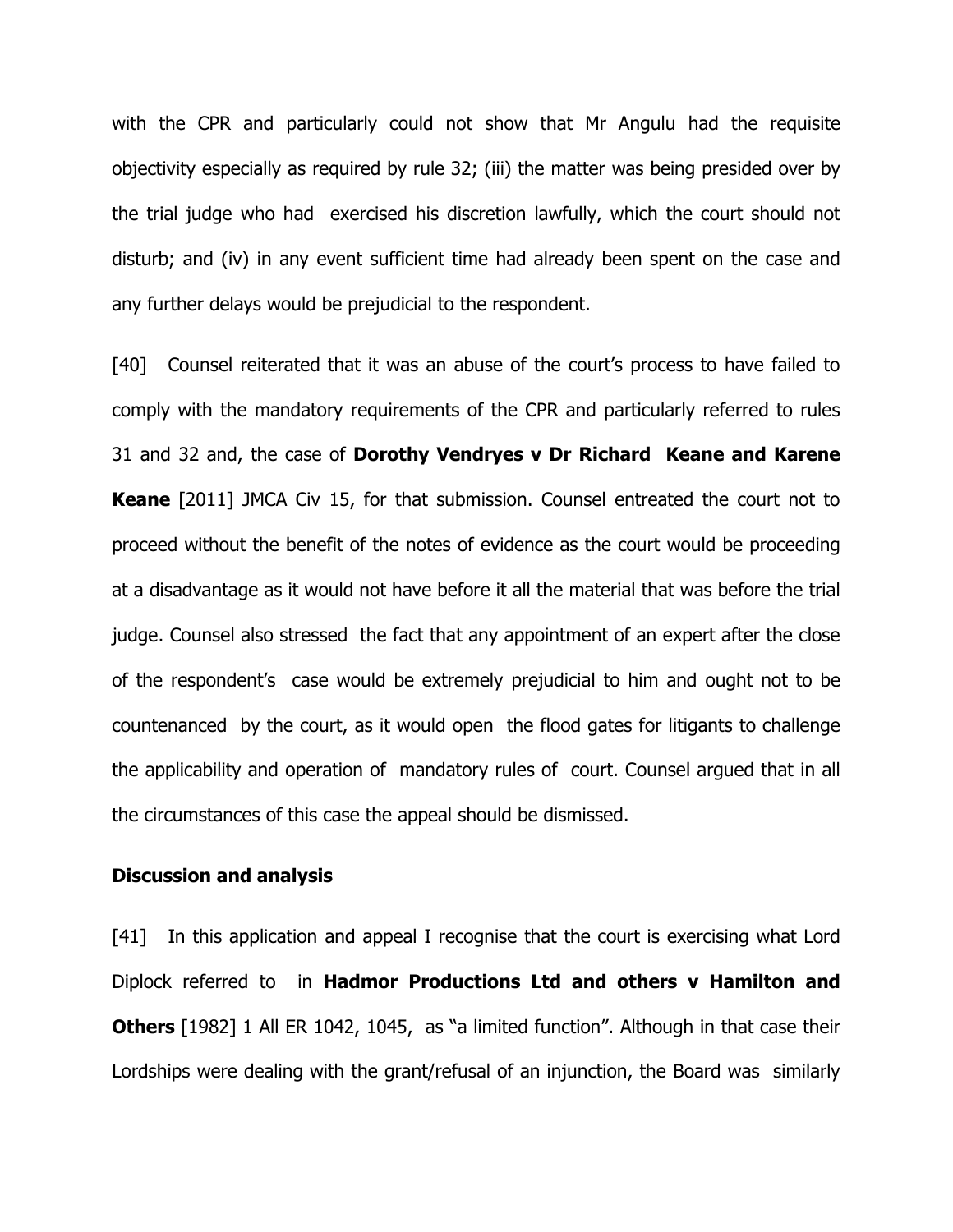with the CPR and particularly could not show that Mr Angulu had the requisite objectivity especially as required by rule 32; (iii) the matter was being presided over by the trial judge who had exercised his discretion lawfully, which the court should not disturb; and (iv) in any event sufficient time had already been spent on the case and any further delays would be prejudicial to the respondent.

[40] Counsel reiterated that it was an abuse of the court's process to have failed to comply with the mandatory requirements of the CPR and particularly referred to rules 31 and 32 and, the case of **Dorothy Vendryes v Dr Richard Keane and Karene Keane** [2011] JMCA Civ 15, for that submission. Counsel entreated the court not to proceed without the benefit of the notes of evidence as the court would be proceeding at a disadvantage as it would not have before it all the material that was before the trial judge. Counsel also stressed the fact that any appointment of an expert after the close of the respondent's case would be extremely prejudicial to him and ought not to be countenanced by the court, as it would open the flood gates for litigants to challenge the applicability and operation of mandatory rules of court. Counsel argued that in all the circumstances of this case the appeal should be dismissed.

**Discussion and analysis**

[41] In this application and appeal I recognise that the court is exercising what Lord Diplock referred to in **Hadmor Productions Ltd and others v Hamilton and Others** [1982] 1 All ER 1042, 1045, as "a limited function". Although in that case their Lordships were dealing with the grant/refusal of an injunction, the Board was similarly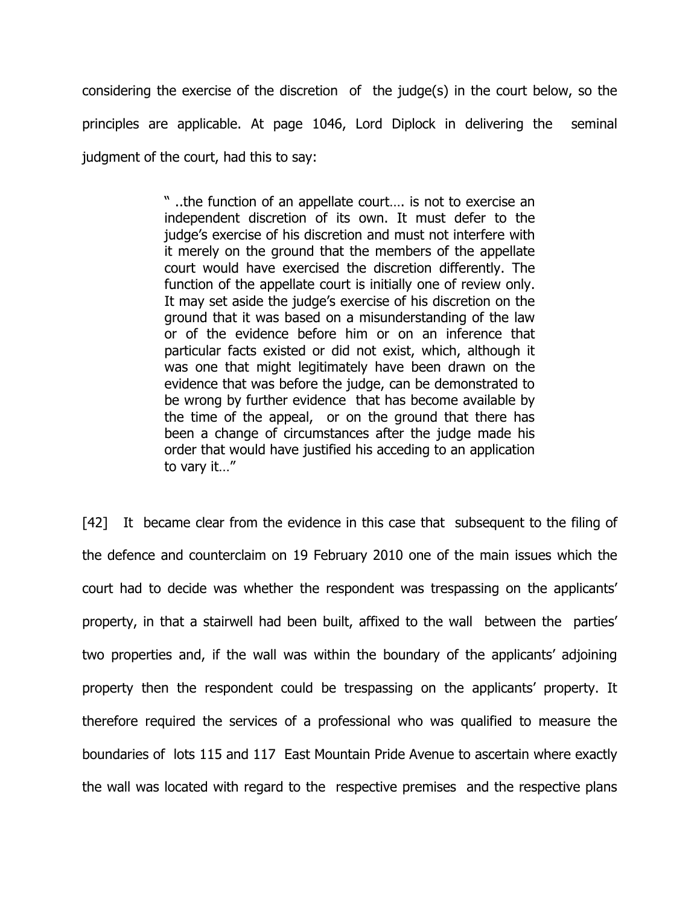considering the exercise of the discretion of the judge(s) in the court below, so the principles are applicable. At page 1046, Lord Diplock in delivering the seminal judgment of the court, had this to say:

> " ..the function of an appellate court…. is not to exercise an independent discretion of its own. It must defer to the judge's exercise of his discretion and must not interfere with it merely on the ground that the members of the appellate court would have exercised the discretion differently. The function of the appellate court is initially one of review only. It may set aside the judge's exercise of his discretion on the ground that it was based on a misunderstanding of the law or of the evidence before him or on an inference that particular facts existed or did not exist, which, although it was one that might legitimately have been drawn on the evidence that was before the judge, can be demonstrated to be wrong by further evidence that has become available by the time of the appeal, or on the ground that there has been a change of circumstances after the judge made his order that would have justified his acceding to an application to vary it…"

[42] It became clear from the evidence in this case that subsequent to the filing of the defence and counterclaim on 19 February 2010 one of the main issues which the court had to decide was whether the respondent was trespassing on the applicants' property, in that a stairwell had been built, affixed to the wall between the parties' two properties and, if the wall was within the boundary of the applicants' adjoining property then the respondent could be trespassing on the applicants' property. It therefore required the services of a professional who was qualified to measure the boundaries of lots 115 and 117 East Mountain Pride Avenue to ascertain where exactly the wall was located with regard to the respective premises and the respective plans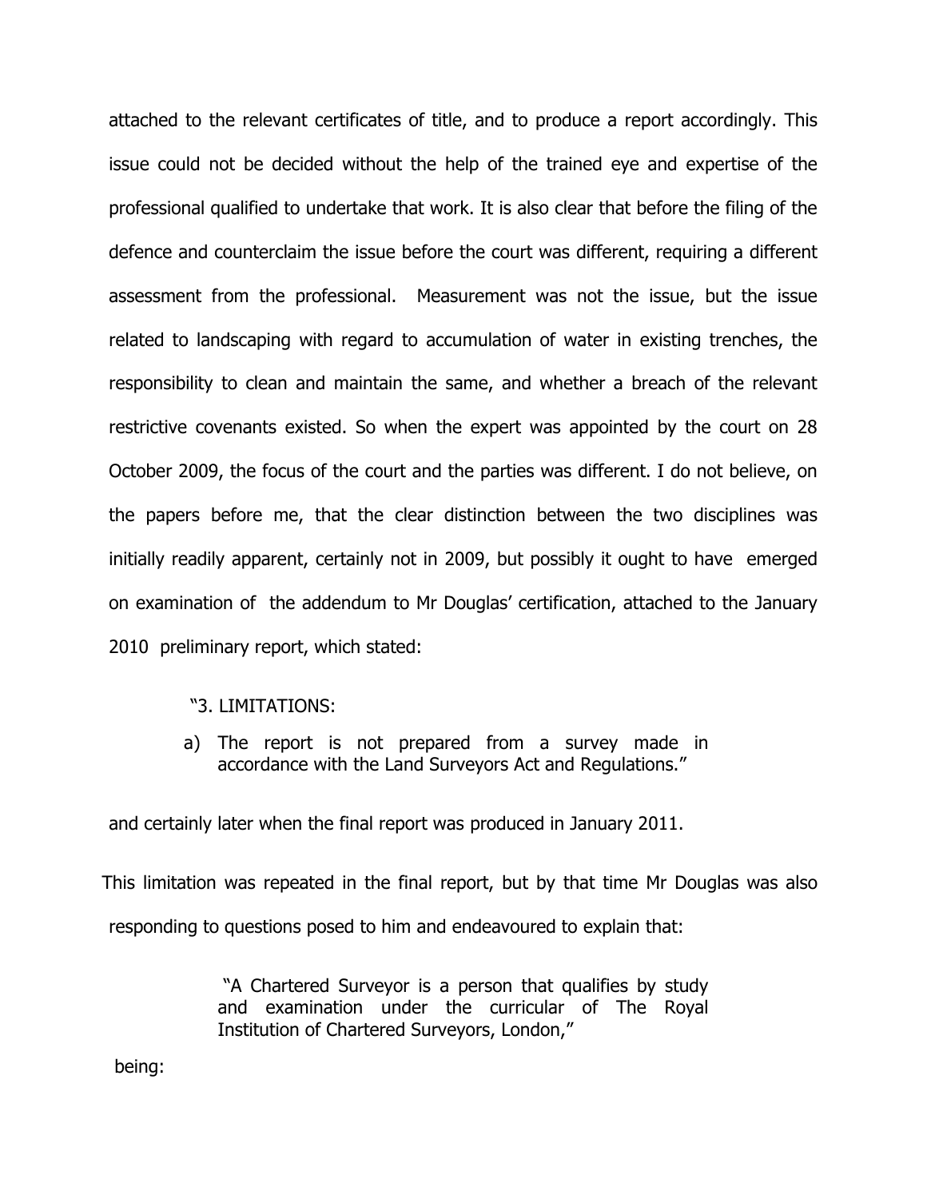attached to the relevant certificates of title, and to produce a report accordingly. This issue could not be decided without the help of the trained eye and expertise of the professional qualified to undertake that work. It is also clear that before the filing of the defence and counterclaim the issue before the court was different, requiring a different assessment from the professional. Measurement was not the issue, but the issue related to landscaping with regard to accumulation of water in existing trenches, the responsibility to clean and maintain the same, and whether a breach of the relevant restrictive covenants existed. So when the expert was appointed by the court on 28 October 2009, the focus of the court and the parties was different. I do not believe, on the papers before me, that the clear distinction between the two disciplines was initially readily apparent, certainly not in 2009, but possibly it ought to have emerged on examination of the addendum to Mr Douglas' certification, attached to the January 2010 preliminary report, which stated:

> "3. LIMITATIONS:
>
> a) The report is not prepared from a survey made in accordance with the Land Surveyors Act and Regulations."

and certainly later when the final report was produced in January 2011.

This limitation was repeated in the final report, but by that time Mr Douglas was also responding to questions posed to him and endeavoured to explain that:

> "A Chartered Surveyor is a person that qualifies by study and examination under the curricular of The Royal Institution of Chartered Surveyors, London,"

being: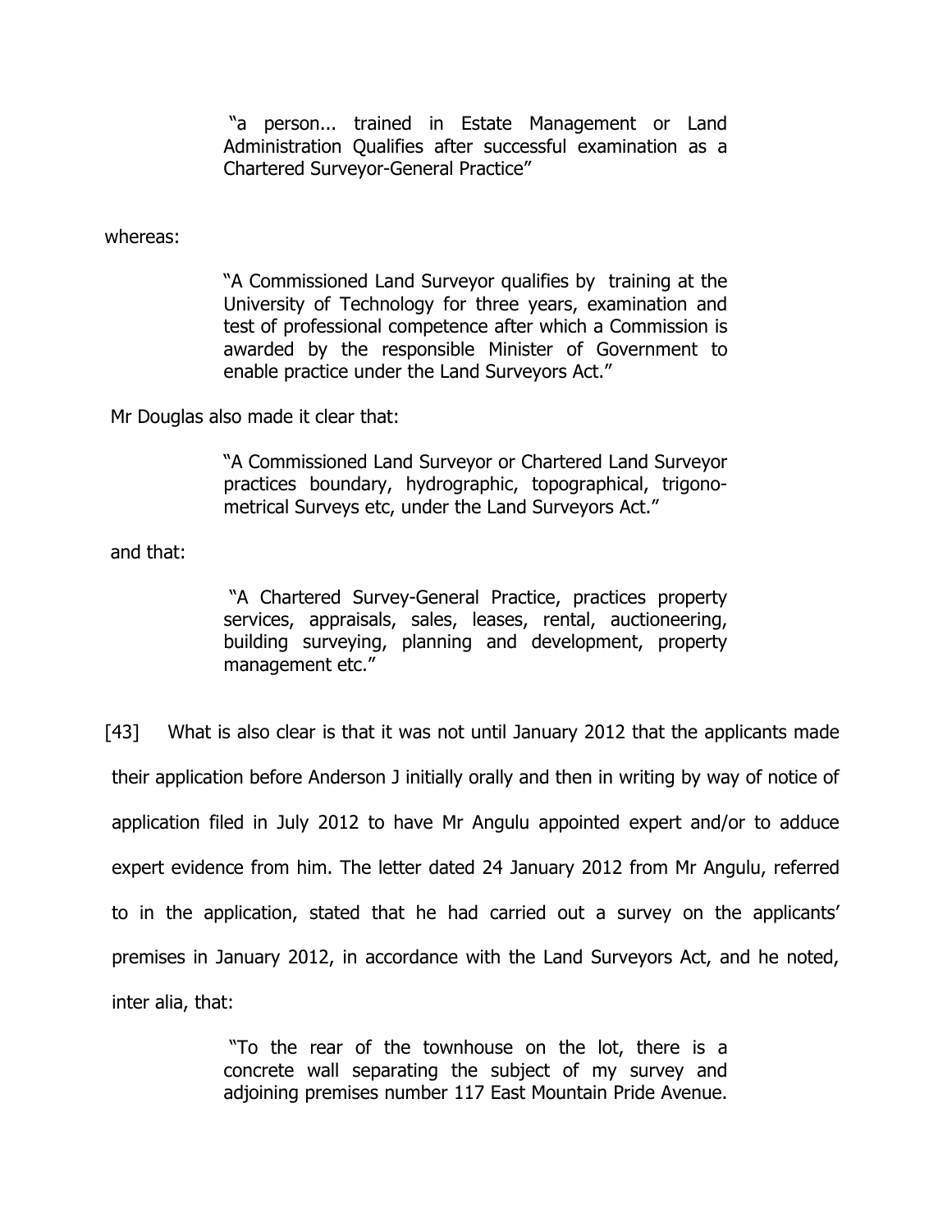> "a person... trained in Estate Management or Land Administration Qualifies after successful examination as a Chartered Surveyor-General Practice"

whereas:

> "A Commissioned Land Surveyor qualifies by training at the University of Technology for three years, examination and test of professional competence after which a Commission is awarded by the responsible Minister of Government to enable practice under the Land Surveyors Act."

Mr Douglas also made it clear that:

> "A Commissioned Land Surveyor or Chartered Land Surveyor practices boundary, hydrographic, topographical, trigono-metrical Surveys etc, under the Land Surveyors Act."

and that:

> "A Chartered Survey-General Practice, practices property services, appraisals, sales, leases, rental, auctioneering, building surveying, planning and development, property management etc."

[43] What is also clear is that it was not until January 2012 that the applicants made their application before Anderson J initially orally and then in writing by way of notice of application filed in July 2012 to have Mr Angulu appointed expert and/or to adduce expert evidence from him. The letter dated 24 January 2012 from Mr Angulu, referred to in the application, stated that he had carried out a survey on the applicants' premises in January 2012, in accordance with the Land Surveyors Act, and he noted, inter alia, that:

> "To the rear of the townhouse on the lot, there is a concrete wall separating the subject of my survey and adjoining premises number 117 East Mountain Pride Avenue.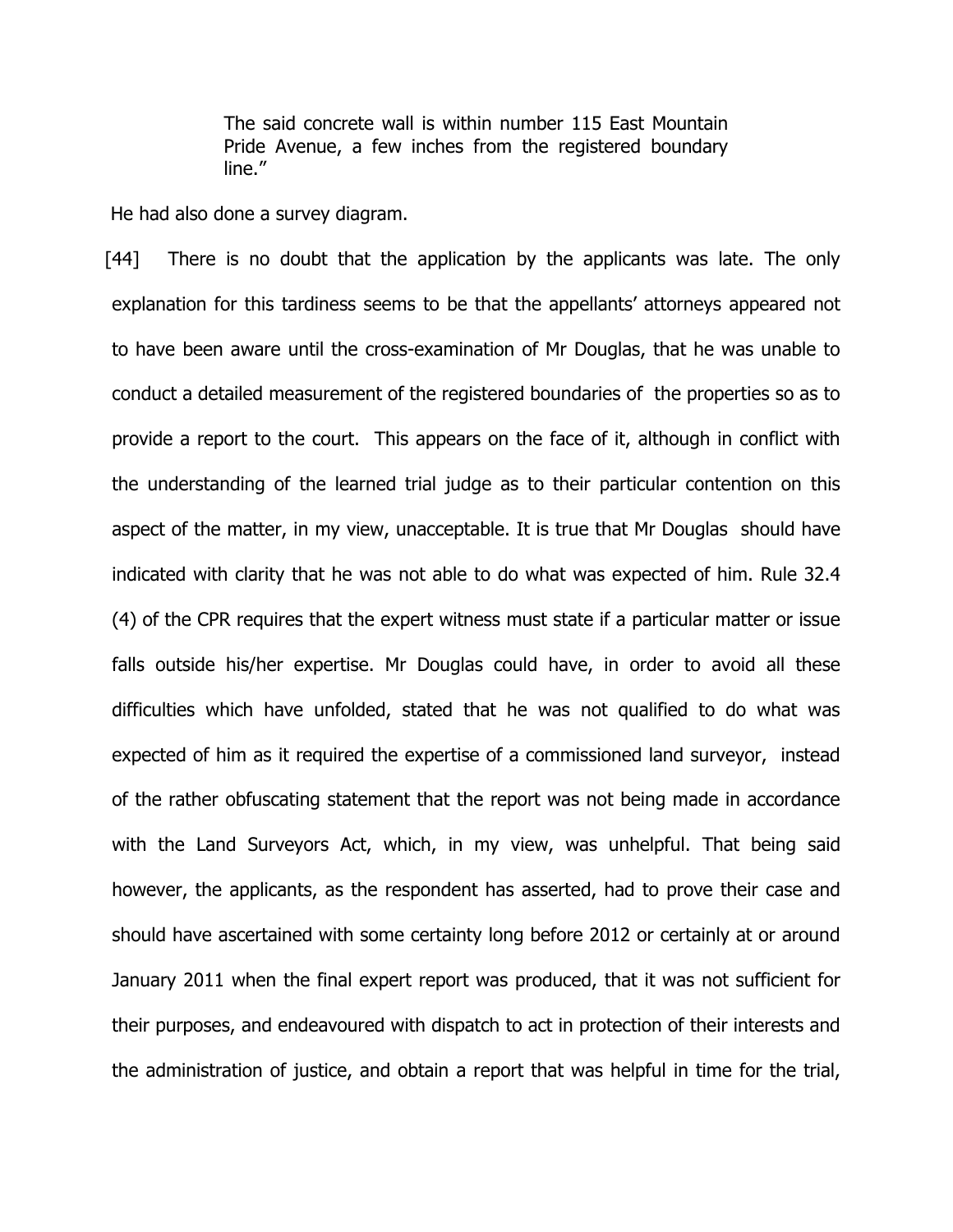> The said concrete wall is within number 115 East Mountain Pride Avenue, a few inches from the registered boundary line."

He had also done a survey diagram.

[44] There is no doubt that the application by the applicants was late. The only explanation for this tardiness seems to be that the appellants' attorneys appeared not to have been aware until the cross-examination of Mr Douglas, that he was unable to conduct a detailed measurement of the registered boundaries of the properties so as to provide a report to the court. This appears on the face of it, although in conflict with the understanding of the learned trial judge as to their particular contention on this aspect of the matter, in my view, unacceptable. It is true that Mr Douglas should have indicated with clarity that he was not able to do what was expected of him. Rule 32.4 (4) of the CPR requires that the expert witness must state if a particular matter or issue falls outside his/her expertise. Mr Douglas could have, in order to avoid all these difficulties which have unfolded, stated that he was not qualified to do what was expected of him as it required the expertise of a commissioned land surveyor, instead of the rather obfuscating statement that the report was not being made in accordance with the Land Surveyors Act, which, in my view, was unhelpful. That being said however, the applicants, as the respondent has asserted, had to prove their case and should have ascertained with some certainty long before 2012 or certainly at or around January 2011 when the final expert report was produced, that it was not sufficient for their purposes, and endeavoured with dispatch to act in protection of their interests and the administration of justice, and obtain a report that was helpful in time for the trial,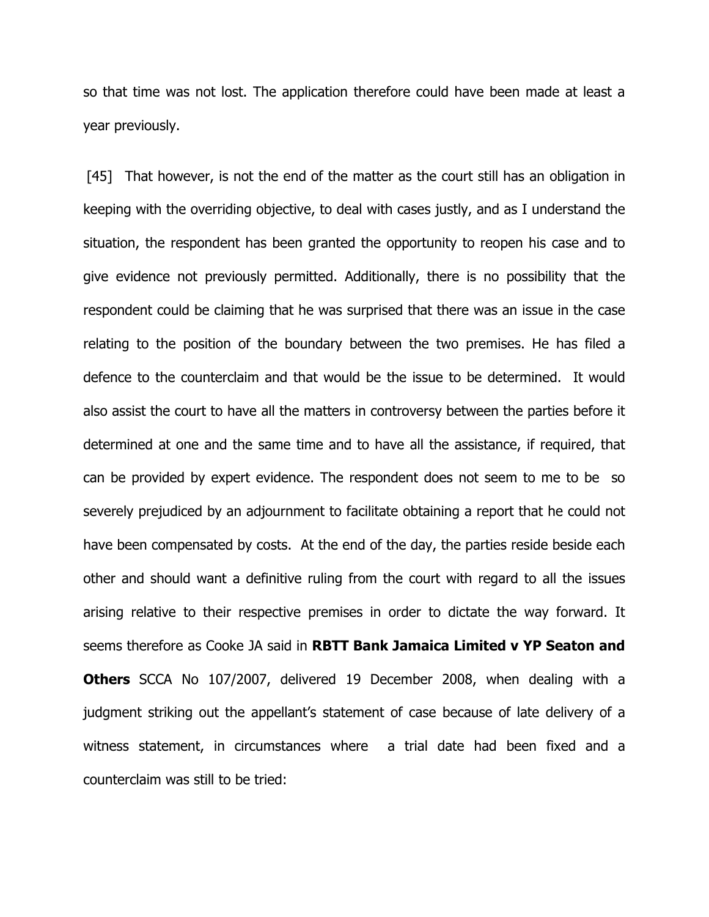so that time was not lost. The application therefore could have been made at least a year previously.

[45] That however, is not the end of the matter as the court still has an obligation in keeping with the overriding objective, to deal with cases justly, and as I understand the situation, the respondent has been granted the opportunity to reopen his case and to give evidence not previously permitted. Additionally, there is no possibility that the respondent could be claiming that he was surprised that there was an issue in the case relating to the position of the boundary between the two premises. He has filed a defence to the counterclaim and that would be the issue to be determined. It would also assist the court to have all the matters in controversy between the parties before it determined at one and the same time and to have all the assistance, if required, that can be provided by expert evidence. The respondent does not seem to me to be so severely prejudiced by an adjournment to facilitate obtaining a report that he could not have been compensated by costs. At the end of the day, the parties reside beside each other and should want a definitive ruling from the court with regard to all the issues arising relative to their respective premises in order to dictate the way forward. It seems therefore as Cooke JA said in **RBTT Bank Jamaica Limited v YP Seaton and Others** SCCA No 107/2007, delivered 19 December 2008, when dealing with a judgment striking out the appellant's statement of case because of late delivery of a witness statement, in circumstances where a trial date had been fixed and a counterclaim was still to be tried: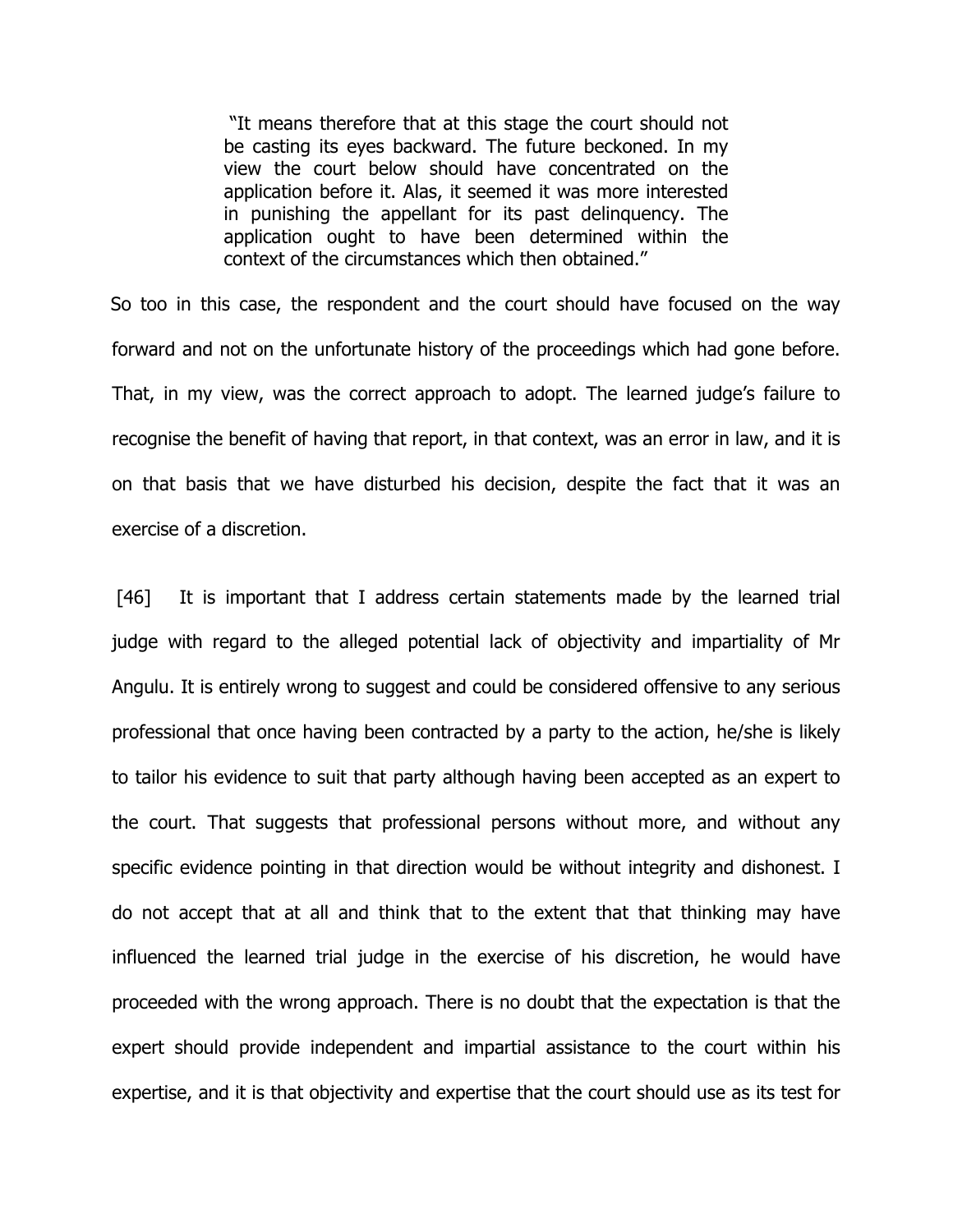> "It means therefore that at this stage the court should not be casting its eyes backward. The future beckoned. In my view the court below should have concentrated on the application before it. Alas, it seemed it was more interested in punishing the appellant for its past delinquency. The application ought to have been determined within the context of the circumstances which then obtained."

So too in this case, the respondent and the court should have focused on the way forward and not on the unfortunate history of the proceedings which had gone before. That, in my view, was the correct approach to adopt. The learned judge's failure to recognise the benefit of having that report, in that context, was an error in law, and it is on that basis that we have disturbed his decision, despite the fact that it was an exercise of a discretion.

[46] It is important that I address certain statements made by the learned trial judge with regard to the alleged potential lack of objectivity and impartiality of Mr Angulu. It is entirely wrong to suggest and could be considered offensive to any serious professional that once having been contracted by a party to the action, he/she is likely to tailor his evidence to suit that party although having been accepted as an expert to the court. That suggests that professional persons without more, and without any specific evidence pointing in that direction would be without integrity and dishonest. I do not accept that at all and think that to the extent that that thinking may have influenced the learned trial judge in the exercise of his discretion, he would have proceeded with the wrong approach. There is no doubt that the expectation is that the expert should provide independent and impartial assistance to the court within his expertise, and it is that objectivity and expertise that the court should use as its test for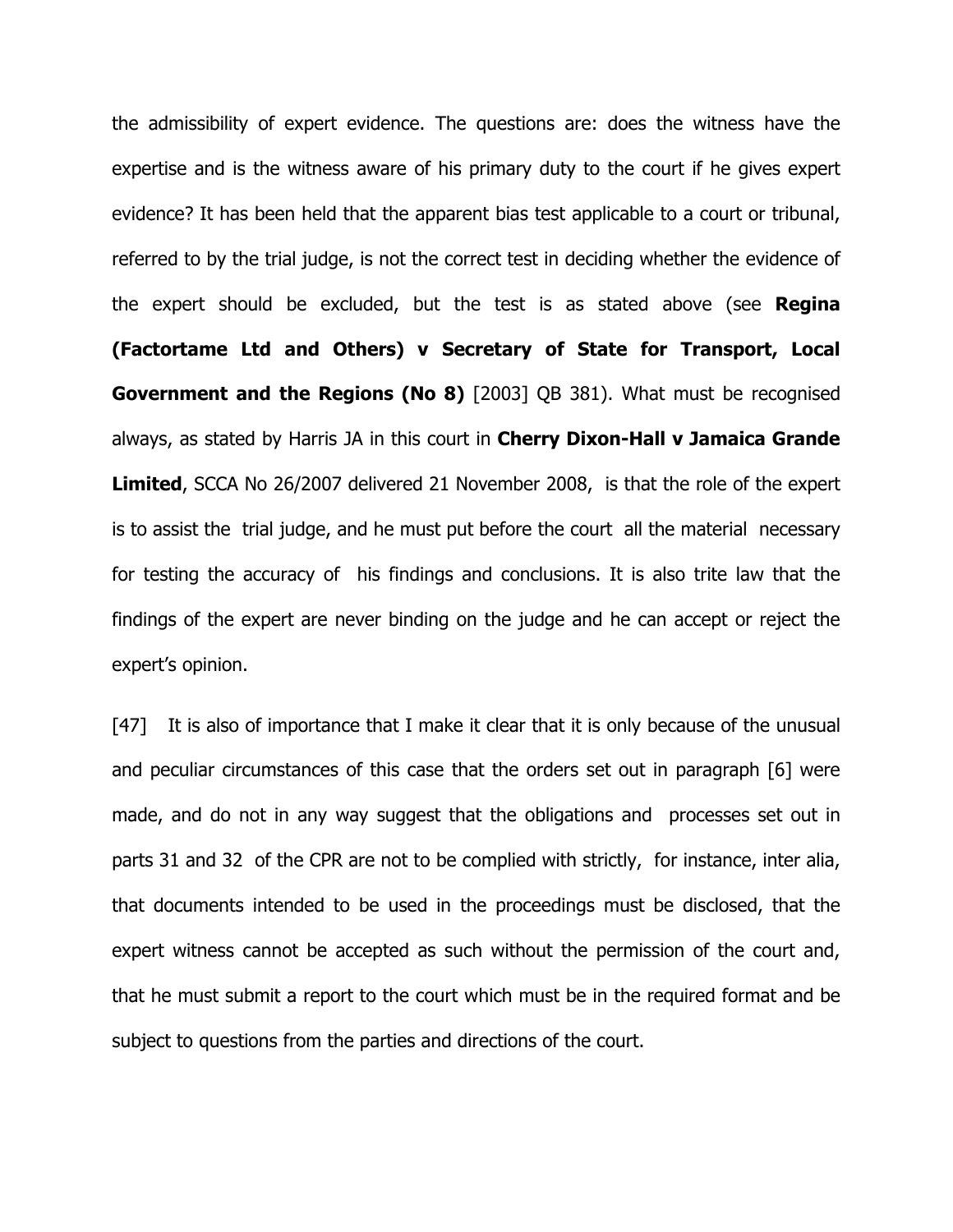the admissibility of expert evidence. The questions are: does the witness have the expertise and is the witness aware of his primary duty to the court if he gives expert evidence? It has been held that the apparent bias test applicable to a court or tribunal, referred to by the trial judge, is not the correct test in deciding whether the evidence of the expert should be excluded, but the test is as stated above (see **Regina (Factortame Ltd and Others) v Secretary of State for Transport, Local Government and the Regions (No 8)** [2003] QB 381). What must be recognised always, as stated by Harris JA in this court in **Cherry Dixon-Hall v Jamaica Grande Limited**, SCCA No 26/2007 delivered 21 November 2008, is that the role of the expert is to assist the trial judge, and he must put before the court all the material necessary for testing the accuracy of his findings and conclusions. It is also trite law that the findings of the expert are never binding on the judge and he can accept or reject the expert's opinion.

[47] It is also of importance that I make it clear that it is only because of the unusual and peculiar circumstances of this case that the orders set out in paragraph [6] were made, and do not in any way suggest that the obligations and processes set out in parts 31 and 32 of the CPR are not to be complied with strictly, for instance, inter alia, that documents intended to be used in the proceedings must be disclosed, that the expert witness cannot be accepted as such without the permission of the court and, that he must submit a report to the court which must be in the required format and be subject to questions from the parties and directions of the court.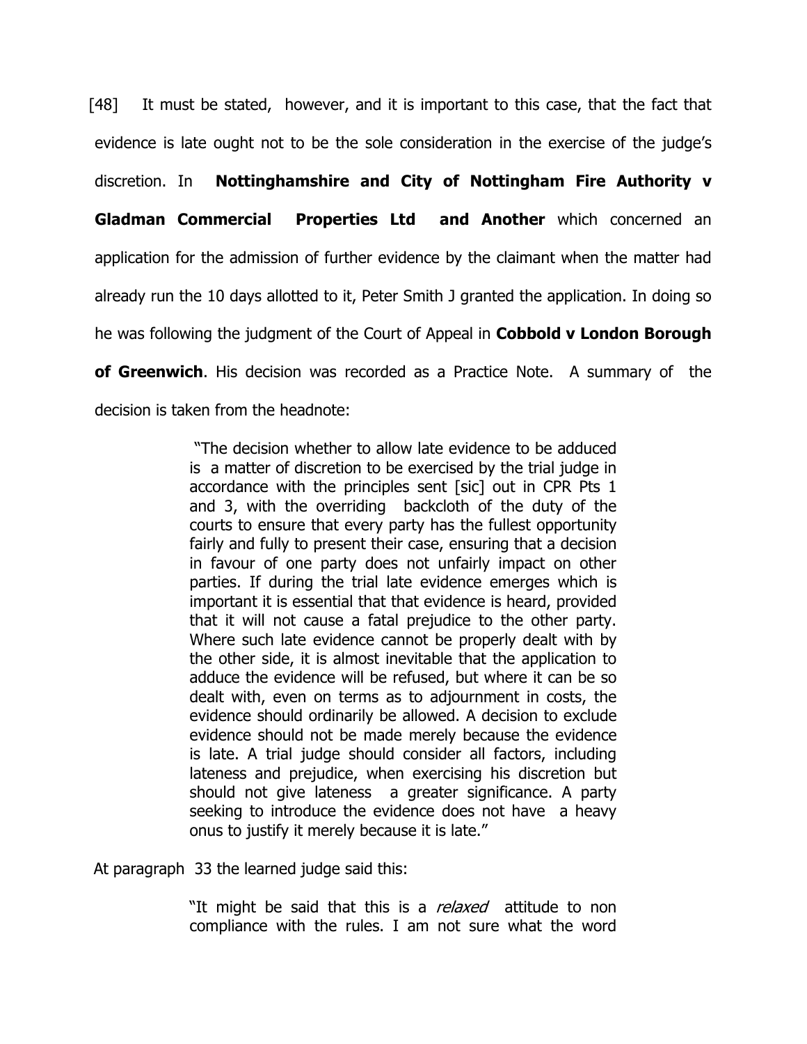[48] It must be stated, however, and it is important to this case, that the fact that evidence is late ought not to be the sole consideration in the exercise of the judge's discretion. In **Nottinghamshire and City of Nottingham Fire Authority v Gladman Commercial Properties Ltd and Another** which concerned an application for the admission of further evidence by the claimant when the matter had already run the 10 days allotted to it, Peter Smith J granted the application. In doing so he was following the judgment of the Court of Appeal in **Cobbold v London Borough of Greenwich**. His decision was recorded as a Practice Note. A summary of the decision is taken from the headnote:

> "The decision whether to allow late evidence to be adduced is a matter of discretion to be exercised by the trial judge in accordance with the principles sent [sic] out in CPR Pts 1 and 3, with the overriding backcloth of the duty of the courts to ensure that every party has the fullest opportunity fairly and fully to present their case, ensuring that a decision in favour of one party does not unfairly impact on other parties. If during the trial late evidence emerges which is important it is essential that that evidence is heard, provided that it will not cause a fatal prejudice to the other party. Where such late evidence cannot be properly dealt with by the other side, it is almost inevitable that the application to adduce the evidence will be refused, but where it can be so dealt with, even on terms as to adjournment in costs, the evidence should ordinarily be allowed. A decision to exclude evidence should not be made merely because the evidence is late. A trial judge should consider all factors, including lateness and prejudice, when exercising his discretion but should not give lateness a greater significance. A party seeking to introduce the evidence does not have a heavy onus to justify it merely because it is late."

At paragraph 33 the learned judge said this:

> "It might be said that this is a *relaxed* attitude to non compliance with the rules. I am not sure what the word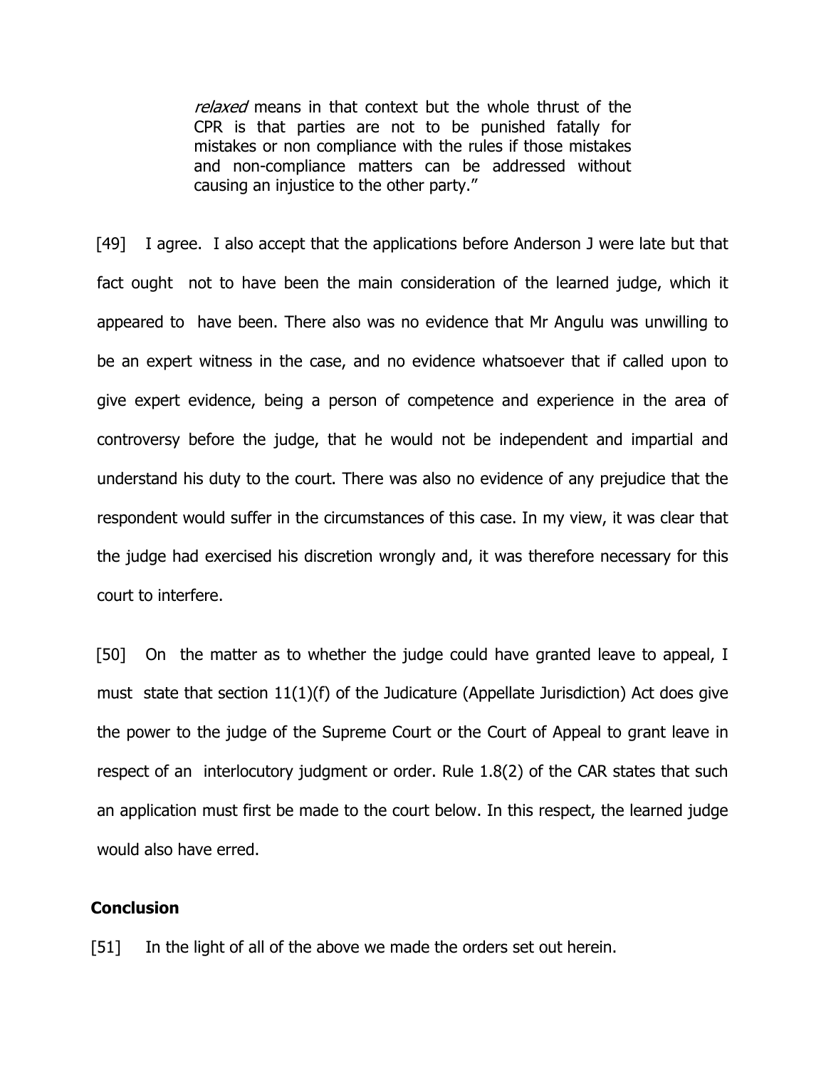> *relaxed* means in that context but the whole thrust of the CPR is that parties are not to be punished fatally for mistakes or non compliance with the rules if those mistakes and non-compliance matters can be addressed without causing an injustice to the other party."

[49] I agree. I also accept that the applications before Anderson J were late but that fact ought not to have been the main consideration of the learned judge, which it appeared to have been. There also was no evidence that Mr Angulu was unwilling to be an expert witness in the case, and no evidence whatsoever that if called upon to give expert evidence, being a person of competence and experience in the area of controversy before the judge, that he would not be independent and impartial and understand his duty to the court. There was also no evidence of any prejudice that the respondent would suffer in the circumstances of this case. In my view, it was clear that the judge had exercised his discretion wrongly and, it was therefore necessary for this court to interfere.

[50] On the matter as to whether the judge could have granted leave to appeal, I must state that section 11(1)(f) of the Judicature (Appellate Jurisdiction) Act does give the power to the judge of the Supreme Court or the Court of Appeal to grant leave in respect of an interlocutory judgment or order. Rule 1.8(2) of the CAR states that such an application must first be made to the court below. In this respect, the learned judge would also have erred.

## Conclusion

[51] In the light of all of the above we made the orders set out herein.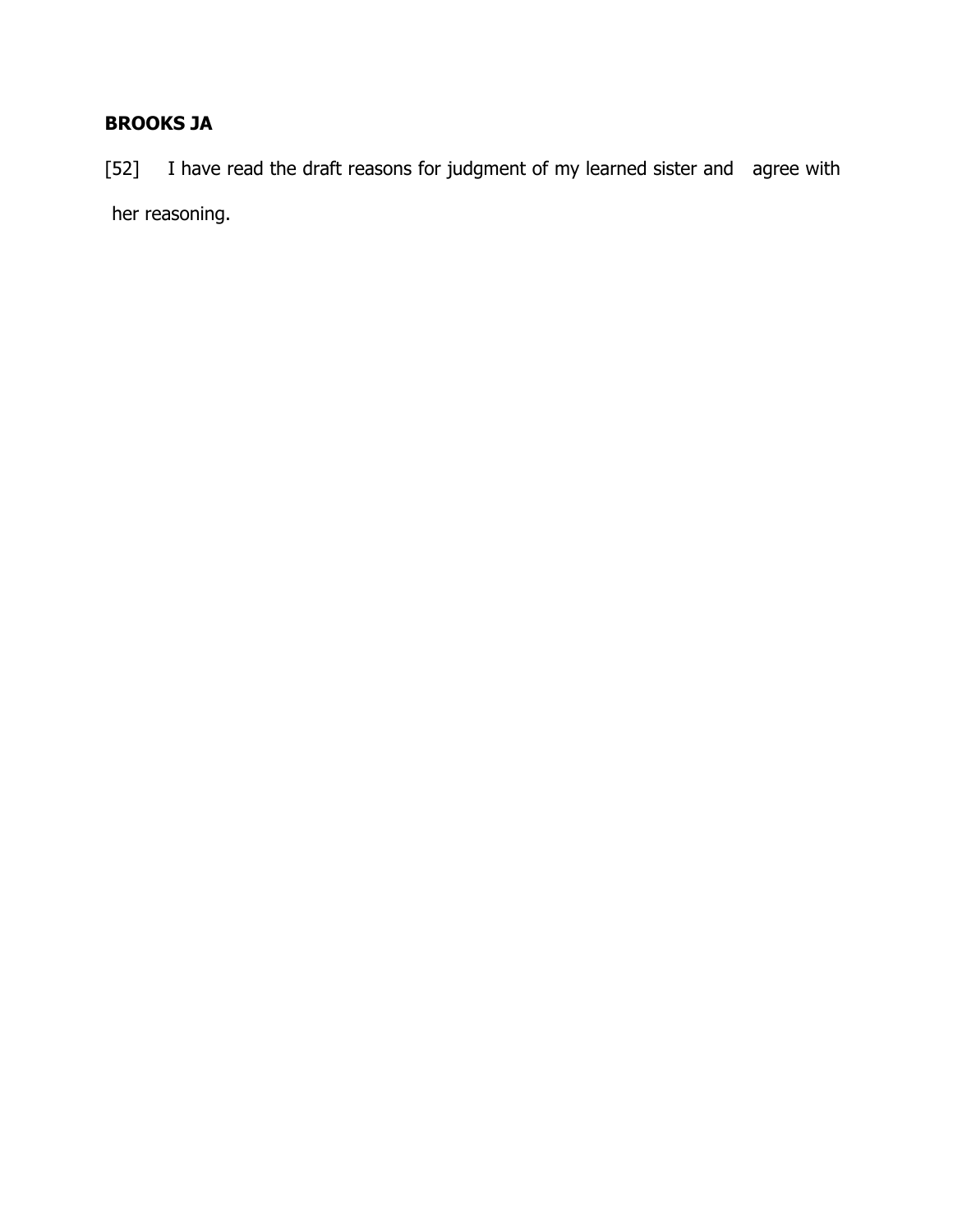**BROOKS JA**

[52] I have read the draft reasons for judgment of my learned sister and agree with her reasoning.